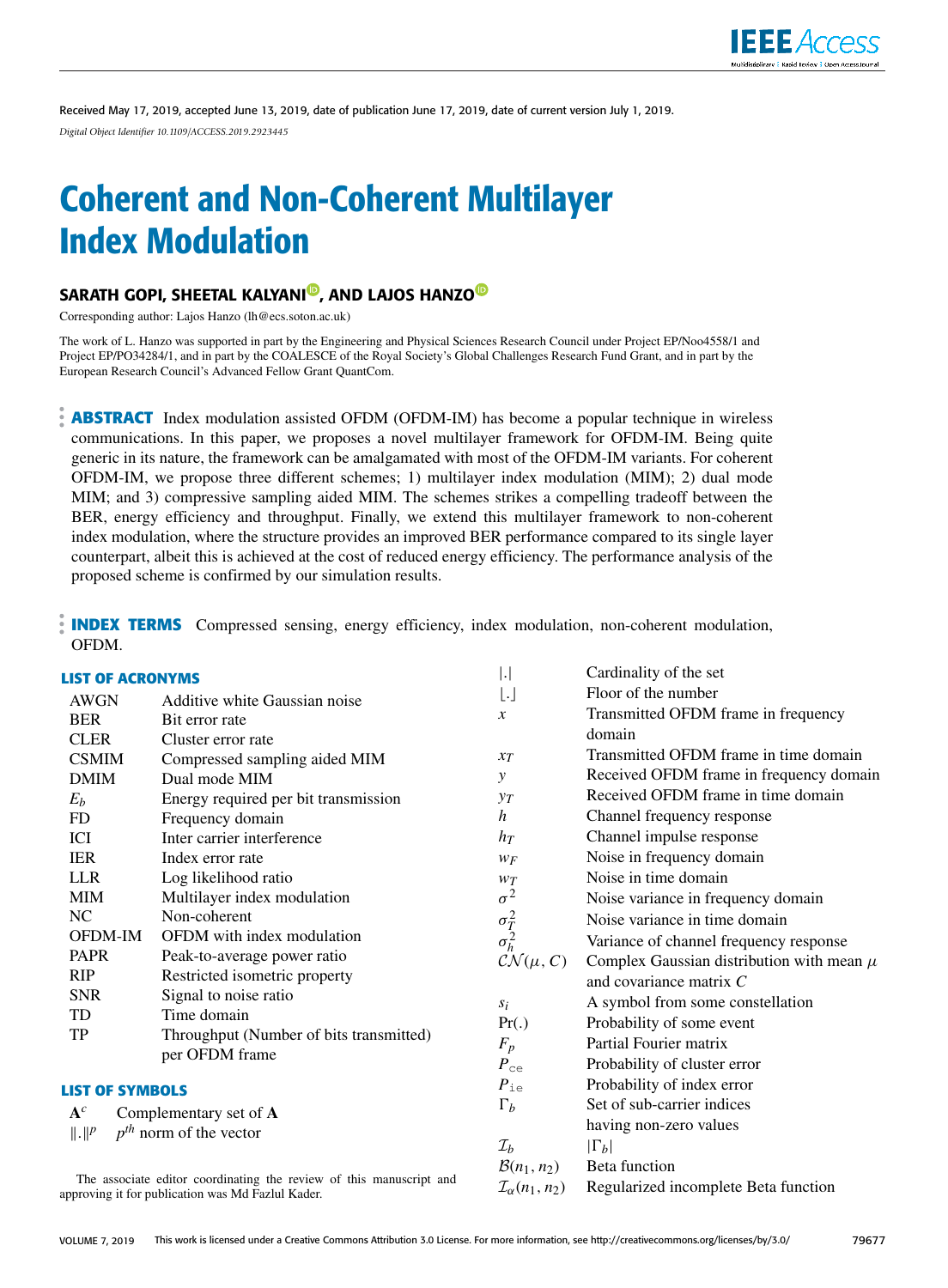Received May 17, 2019, accepted June 13, 2019, date of publication June 17, 2019, date of current version July 1, 2019.

*Digital Object Identifier 10.1109/ACCESS.2019.2923445*

# Coherent and Non-Coherent Multilayer Index Modulation

**SARATH GOPI, SHEETAL KALYANI, AND LAJOS HANZO**

Corresponding author: Lajos Hanzo (lh@ecs.soton.ac.uk)

The work of L. Hanzo was supported in part by the Engineering and Physical Sciences Research Council under Project EP/Noo4558/1 and Project EP/PO34284/1, and in part by the COALESCE of the Royal Society's Global Challenges Research Fund Grant, and in part by the European Research Council's Advanced Fellow Grant QuantCom.

**ABSTRACT** Index modulation assisted OFDM (OFDM-IM) has become a popular technique in wireless communications. In this paper, we proposes a novel multilayer framework for OFDM-IM. Being quite generic in its nature, the framework can be amalgamated with most of the OFDM-IM variants. For coherent OFDM-IM, we propose three different schemes; 1) multilayer index modulation (MIM); 2) dual mode MIM; and 3) compressive sampling aided MIM. The schemes strikes a compelling tradeoff between the BER, energy efficiency and throughput. Finally, we extend this multilayer framework to non-coherent index modulation, where the structure provides an improved BER performance compared to its single layer counterpart, albeit this is achieved at the cost of reduced energy efficiency. The performance analysis of the proposed scheme is confirmed by our simulation results.

**INDEX TERMS** Compressed sensing, energy efficiency, index modulation, non-coherent modulation, OFDM.

## LIST OF ACRONYMS

| | |
|---|---|
| AWGN | Additive white Gaussian noise |
| BER | Bit error rate |
| CLER | Cluster error rate |
| CSMIM | Compressed sampling aided MIM |
| DMIM | Dual mode MIM |
| $E_b$ | Energy required per bit transmission |
| FD | Frequency domain |
| ICI | Inter carrier interference |
| IER | Index error rate |
| LLR | Log likelihood ratio |
| MIM | Multilayer index modulation |
| NC | Non-coherent |
| OFDM-IM | OFDM with index modulation |
| PAPR | Peak-to-average power ratio |
| RIP | Restricted isometric property |
| SNR | Signal to noise ratio |
| TD | Time domain |
| TP | Throughput (Number of bits transmitted) per OFDM frame |

## LIST OF SYMBOLS

| | |
|---|---|
| $\mathbf{A}^c$ | Complementary set of $\mathbf{A}$ |
| $\|.\|^p$ | $p^{th}$ norm of the vector |
| $\lvert . \rvert$ | Cardinality of the set |
| $\lfloor . \rfloor$ | Floor of the number |
| $x$ | Transmitted OFDM frame in frequency domain |
| $x_T$ | Transmitted OFDM frame in time domain |
| $y$ | Received OFDM frame in frequency domain |
| $y_T$ | Received OFDM frame in time domain |
| $h$ | Channel frequency response |
| $h_T$ | Channel impulse response |
| $w_F$ | Noise in frequency domain |
| $w_T$ | Noise in time domain |
| $\sigma^2$ | Noise variance in frequency domain |
| $\sigma_T^2$ | Noise variance in time domain |
| $\sigma_h^2$ | Variance of channel frequency response |
| $\mathcal{CN}(\mu, C)$ | Complex Gaussian distribution with mean $\mu$ and covariance matrix $C$ |
| $s_i$ | A symbol from some constellation |
| $\Pr(.)$ | Probability of some event |
| $F_p$ | Partial Fourier matrix |
| $P_{\mathtt{ce}}$ | Probability of cluster error |
| $P_{\mathtt{ie}}$ | Probability of index error |
| $\Gamma_b$ | Set of sub-carrier indices having non-zero values |
| $\mathcal{I}_b$ | $\lvert\Gamma_b\rvert$ |
| $\mathcal{B}(n_1, n_2)$ | Beta function |
| $\mathcal{I}_\alpha(n_1, n_2)$ | Regularized incomplete Beta function |

The associate editor coordinating the review of this manuscript and approving it for publication was Md Fazlul Kader.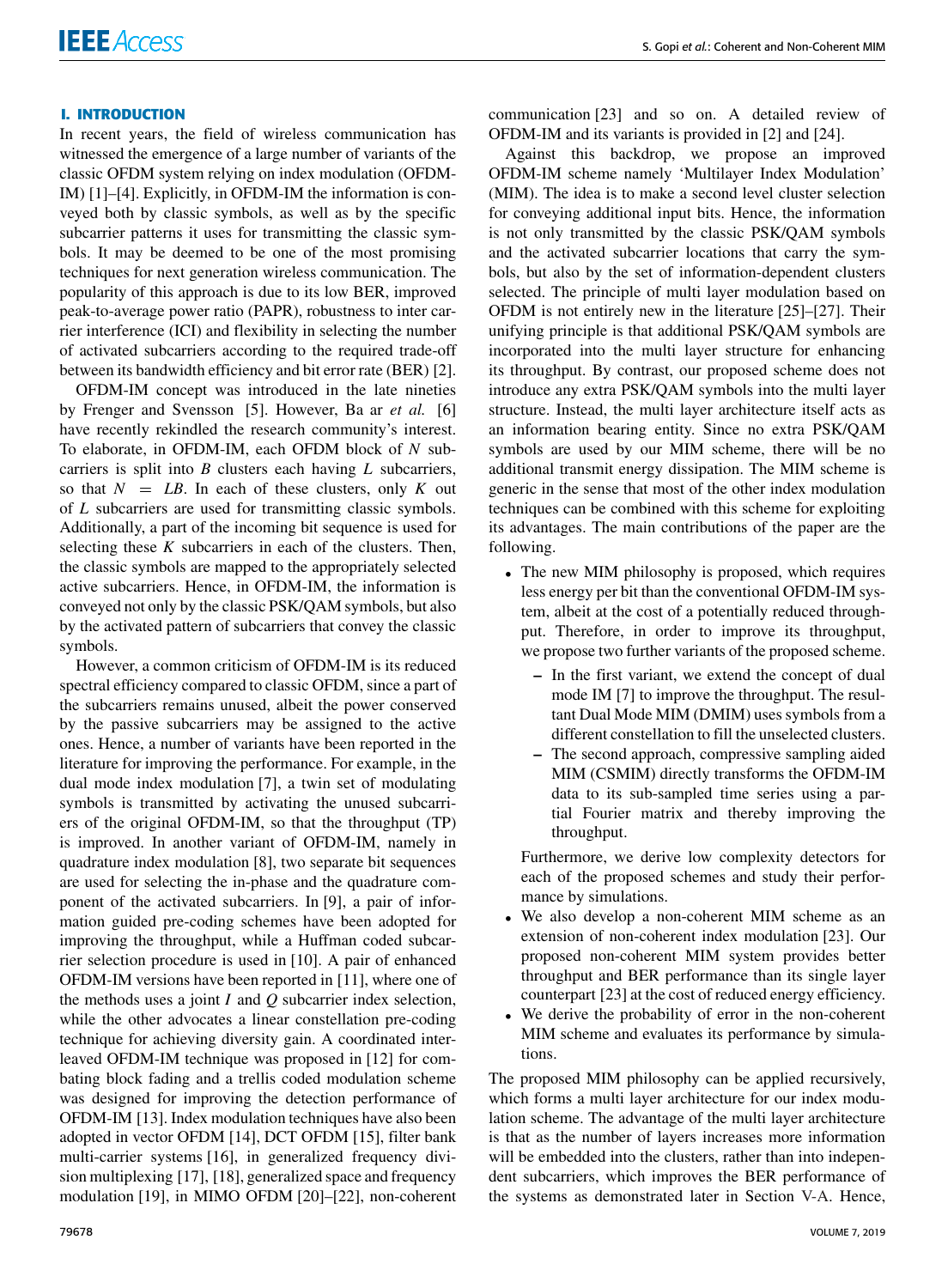## I. INTRODUCTION

In recent years, the field of wireless communication has witnessed the emergence of a large number of variants of the classic OFDM system relying on index modulation (OFDM-IM) [1]–[4]. Explicitly, in OFDM-IM the information is conveyed both by classic symbols, as well as by the specific subcarrier patterns it uses for transmitting the classic symbols. It may be deemed to be one of the most promising techniques for next generation wireless communication. The popularity of this approach is due to its low BER, improved peak-to-average power ratio (PAPR), robustness to inter carrier interference (ICI) and flexibility in selecting the number of activated subcarriers according to the required trade-off between its bandwidth efficiency and bit error rate (BER) [2].

OFDM-IM concept was introduced in the late nineties by Frenger and Svensson [5]. However, Ba ar *et al.* [6] have recently rekindled the research community's interest. To elaborate, in OFDM-IM, each OFDM block of $N$ subcarriers is split into $B$ clusters each having $L$ subcarriers, so that $N = LB$. In each of these clusters, only $K$ out of $L$ subcarriers are used for transmitting classic symbols. Additionally, a part of the incoming bit sequence is used for selecting these $K$ subcarriers in each of the clusters. Then, the classic symbols are mapped to the appropriately selected active subcarriers. Hence, in OFDM-IM, the information is conveyed not only by the classic PSK/QAM symbols, but also by the activated pattern of subcarriers that convey the classic symbols.

However, a common criticism of OFDM-IM is its reduced spectral efficiency compared to classic OFDM, since a part of the subcarriers remains unused, albeit the power conserved by the passive subcarriers may be assigned to the active ones. Hence, a number of variants have been reported in the literature for improving the performance. For example, in the dual mode index modulation [7], a twin set of modulating symbols is transmitted by activating the unused subcarriers of the original OFDM-IM, so that the throughput (TP) is improved. In another variant of OFDM-IM, namely in quadrature index modulation [8], two separate bit sequences are used for selecting the in-phase and the quadrature component of the activated subcarriers. In [9], a pair of information guided pre-coding schemes have been adopted for improving the throughput, while a Huffman coded subcarrier selection procedure is used in [10]. A pair of enhanced OFDM-IM versions have been reported in [11], where one of the methods uses a joint $I$ and $Q$ subcarrier index selection, while the other advocates a linear constellation pre-coding technique for achieving diversity gain. A coordinated interleaved OFDM-IM technique was proposed in [12] for combating block fading and a trellis coded modulation scheme was designed for improving the detection performance of OFDM-IM [13]. Index modulation techniques have also been adopted in vector OFDM [14], DCT OFDM [15], filter bank multi-carrier systems [16], in generalized frequency division multiplexing [17], [18], generalized space and frequency modulation [19], in MIMO OFDM [20]–[22], non-coherent communication [23] and so on. A detailed review of OFDM-IM and its variants is provided in [2] and [24].

Against this backdrop, we propose an improved OFDM-IM scheme namely 'Multilayer Index Modulation' (MIM). The idea is to make a second level cluster selection for conveying additional input bits. Hence, the information is not only transmitted by the classic PSK/QAM symbols and the activated subcarrier locations that carry the symbols, but also by the set of information-dependent clusters selected. The principle of multi layer modulation based on OFDM is not entirely new in the literature [25]–[27]. Their unifying principle is that additional PSK/QAM symbols are incorporated into the multi layer structure for enhancing its throughput. By contrast, our proposed scheme does not introduce any extra PSK/QAM symbols into the multi layer structure. Instead, the multi layer architecture itself acts as an information bearing entity. Since no extra PSK/QAM symbols are used by our MIM scheme, there will be no additional transmit energy dissipation. The MIM scheme is generic in the sense that most of the other index modulation techniques can be combined with this scheme for exploiting its advantages. The main contributions of the paper are the following.

- The new MIM philosophy is proposed, which requires less energy per bit than the conventional OFDM-IM system, albeit at the cost of a potentially reduced throughput. Therefore, in order to improve its throughput, we propose two further variants of the proposed scheme.
  - In the first variant, we extend the concept of dual mode IM [7] to improve the throughput. The resultant Dual Mode MIM (DMIM) uses symbols from a different constellation to fill the unselected clusters.
  - The second approach, compressive sampling aided MIM (CSMIM) directly transforms the OFDM-IM data to its sub-sampled time series using a partial Fourier matrix and thereby improving the throughput.

  Furthermore, we derive low complexity detectors for each of the proposed schemes and study their performance by simulations.
- We also develop a non-coherent MIM scheme as an extension of non-coherent index modulation [23]. Our proposed non-coherent MIM system provides better throughput and BER performance than its single layer counterpart [23] at the cost of reduced energy efficiency.
- We derive the probability of error in the non-coherent MIM scheme and evaluates its performance by simulations.

The proposed MIM philosophy can be applied recursively, which forms a multi layer architecture for our index modulation scheme. The advantage of the multi layer architecture is that as the number of layers increases more information will be embedded into the clusters, rather than into independent subcarriers, which improves the BER performance of the systems as demonstrated later in Section V-A. Hence,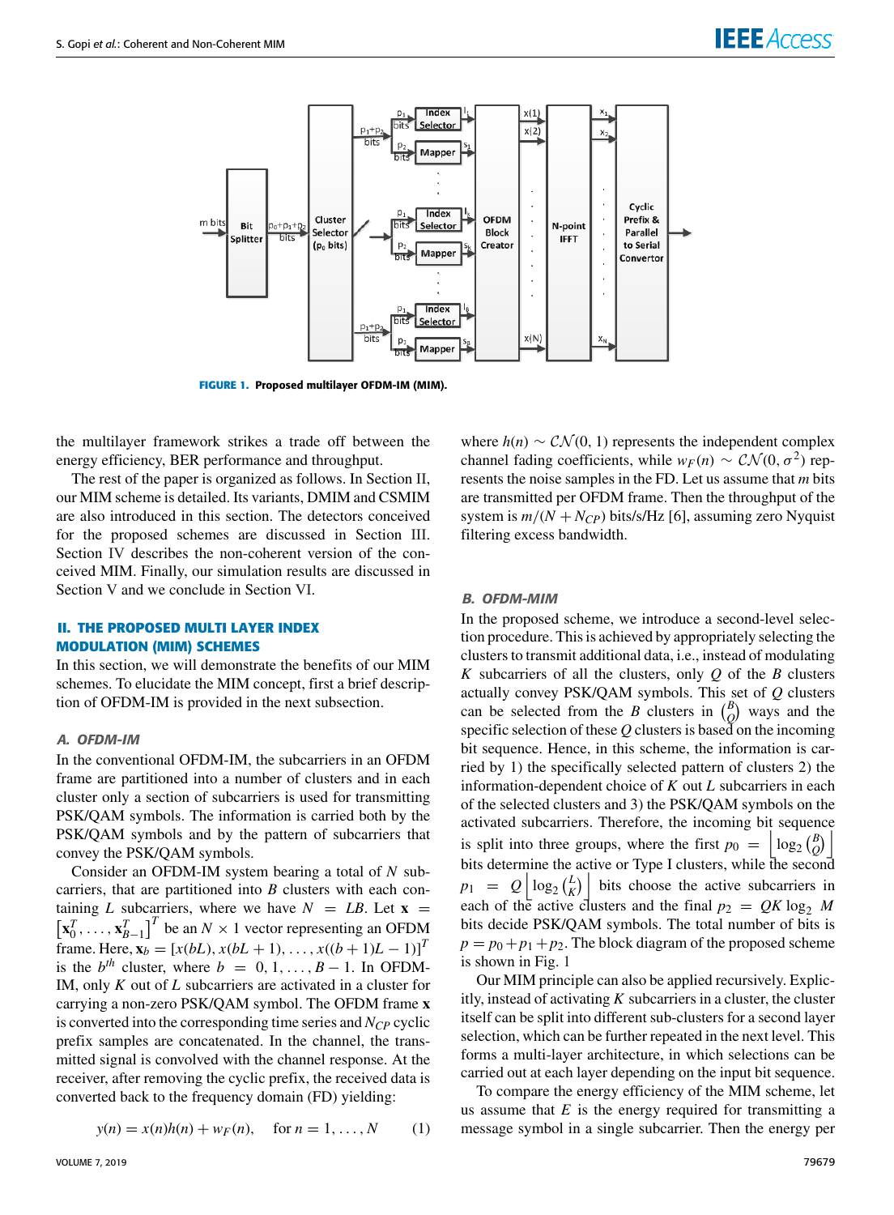FIGURE 1. Proposed multilayer OFDM-IM (MIM).

the multilayer framework strikes a trade off between the energy efficiency, BER performance and throughput.

The rest of the paper is organized as follows. In Section II, our MIM scheme is detailed. Its variants, DMIM and CSMIM are also introduced in this section. The detectors conceived for the proposed schemes are discussed in Section III. Section IV describes the non-coherent version of the conceived MIM. Finally, our simulation results are discussed in Section V and we conclude in Section VI.

## II. THE PROPOSED MULTI LAYER INDEX MODULATION (MIM) SCHEMES

In this section, we will demonstrate the benefits of our MIM schemes. To elucidate the MIM concept, first a brief description of OFDM-IM is provided in the next subsection.

### A. OFDM-IM

In the conventional OFDM-IM, the subcarriers in an OFDM frame are partitioned into a number of clusters and in each cluster only a section of subcarriers is used for transmitting PSK/QAM symbols. The information is carried both by the PSK/QAM symbols and by the pattern of subcarriers that convey the PSK/QAM symbols.

Consider an OFDM-IM system bearing a total of $N$ subcarriers, that are partitioned into $B$ clusters with each containing $L$ subcarriers, where we have $N = LB$. Let $\mathbf{x} = \left[\mathbf{x}_0^T, \ldots, \mathbf{x}_{B-1}^T\right]^T$ be an $N \times 1$ vector representing an OFDM frame. Here, $\mathbf{x}_b = [x(bL), x(bL+1), \ldots, x((b+1)L-1)]^T$ is the $b^{th}$ cluster, where $b = 0, 1, \ldots, B-1$. In OFDM-IM, only $K$ out of $L$ subcarriers are activated in a cluster for carrying a non-zero PSK/QAM symbol. The OFDM frame $\mathbf{x}$ is converted into the corresponding time series and $N_{CP}$ cyclic prefix samples are concatenated. In the channel, the transmitted signal is convolved with the channel response. At the receiver, after removing the cyclic prefix, the received data is converted back to the frequency domain (FD) yielding:

$$y(n) = x(n)h(n) + w_F(n), \quad \text{for } n = 1, \ldots, N \tag{1}$$

where $h(n) \sim \mathcal{CN}(0, 1)$ represents the independent complex channel fading coefficients, while $w_F(n) \sim \mathcal{CN}(0, \sigma^2)$ represents the noise samples in the FD. Let us assume that $m$ bits are transmitted per OFDM frame. Then the throughput of the system is $m/(N+N_{CP})$ bits/s/Hz [6], assuming zero Nyquist filtering excess bandwidth.

### B. OFDM-MIM

In the proposed scheme, we introduce a second-level selection procedure. This is achieved by appropriately selecting the clusters to transmit additional data, i.e., instead of modulating $K$ subcarriers of all the clusters, only $Q$ of the $B$ clusters actually convey PSK/QAM symbols. This set of $Q$ clusters can be selected from the $B$ clusters in $\binom{B}{Q}$ ways and the specific selection of these $Q$ clusters is based on the incoming bit sequence. Hence, in this scheme, the information is carried by 1) the specifically selected pattern of clusters 2) the information-dependent choice of $K$ out $L$ subcarriers in each of the selected clusters and 3) the PSK/QAM symbols on the activated subcarriers. Therefore, the incoming bit sequence is split into three groups, where the first $p_0 = \left\lfloor \log_2 \binom{B}{Q} \right\rfloor$ bits determine the active or Type I clusters, while the second $p_1 = Q \left\lfloor \log_2 \binom{L}{K} \right\rfloor$ bits choose the active subcarriers in each of the active clusters and the final $p_2 = QK \log_2 M$ bits decide PSK/QAM symbols. The total number of bits is $p = p_0 + p_1 + p_2$. The block diagram of the proposed scheme is shown in Fig. 1

Our MIM principle can also be applied recursively. Explicitly, instead of activating $K$ subcarriers in a cluster, the cluster itself can be split into different sub-clusters for a second layer selection, which can be further repeated in the next level. This forms a multi-layer architecture, in which selections can be carried out at each layer depending on the input bit sequence.

To compare the energy efficiency of the MIM scheme, let us assume that $E$ is the energy required for transmitting a message symbol in a single subcarrier. Then the energy per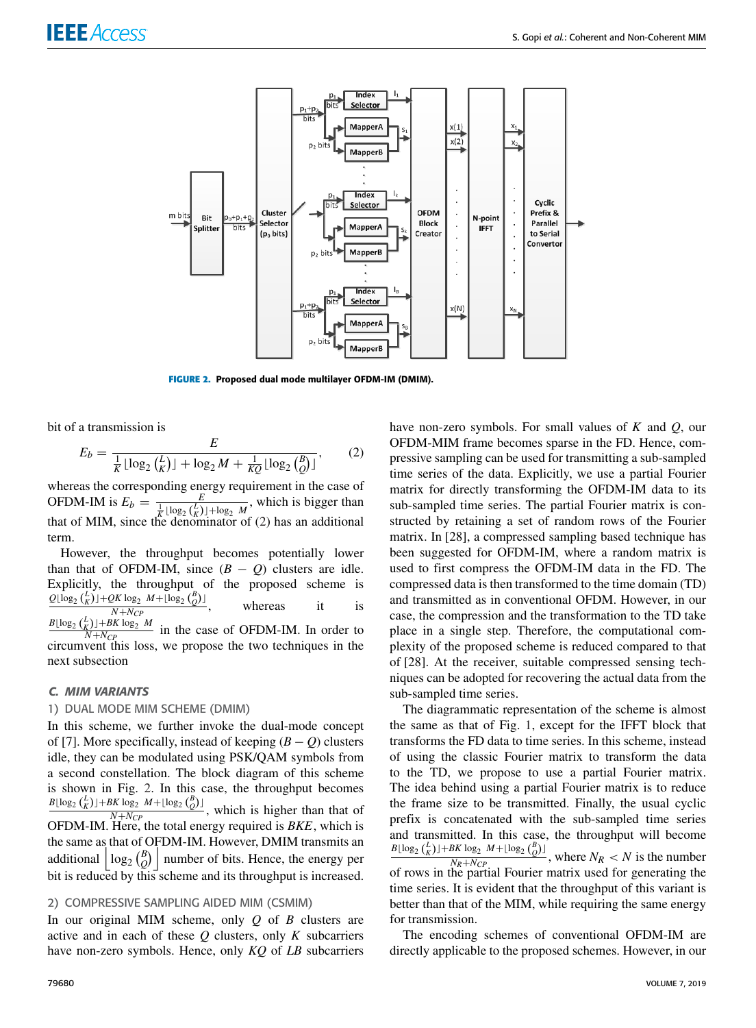FIGURE 2. Proposed dual mode multilayer OFDM-IM (DMIM).

bit of a transmission is

$$E_b = \frac{E}{\frac{1}{K}\lfloor \log_2 \binom{L}{K} \rfloor + \log_2 M + \frac{1}{KQ}\lfloor \log_2 \binom{B}{Q} \rfloor}, \tag{2}$$

whereas the corresponding energy requirement in the case of OFDM-IM is $E_b = \frac{E}{\frac{1}{K}\lfloor \log_2 \binom{L}{K} \rfloor + \log_2 M}$, which is bigger than that of MIM, since the denominator of (2) has an additional term.

However, the throughput becomes potentially lower than that of OFDM-IM, since $(B-Q)$ clusters are idle. Explicitly, the throughput of the proposed scheme is $\frac{Q\lfloor \log_2 \binom{L}{K} \rfloor + QK \log_2 M + \lfloor \log_2 \binom{B}{Q} \rfloor}{N+N_{CP}}$, whereas it is $\frac{B\lfloor \log_2 \binom{L}{K} \rfloor + BK \log_2 M}{N+N_{CP}}$ in the case of OFDM-IM. In order to circumvent this loss, we propose the two techniques in the next subsection

### C. MIM VARIANTS

#### 1) DUAL MODE MIM SCHEME (DMIM)

In this scheme, we further invoke the dual-mode concept of [7]. More specifically, instead of keeping $(B-Q)$ clusters idle, they can be modulated using PSK/QAM symbols from a second constellation. The block diagram of this scheme is shown in Fig. 2. In this case, the throughput becomes $\frac{B\lfloor \log_2 \binom{L}{K} \rfloor + BK \log_2 M + \lfloor \log_2 \binom{B}{Q} \rfloor}{N+N_{CP}}$, which is higher than that of OFDM-IM. Here, the total energy required is $BKE$, which is the same as that of OFDM-IM. However, DMIM transmits an additional $\left\lfloor \log_2 \binom{B}{Q} \right\rfloor$ number of bits. Hence, the energy per bit is reduced by this scheme and its throughput is increased.

#### 2) COMPRESSIVE SAMPLING AIDED MIM (CSMIM)

In our original MIM scheme, only $Q$ of $B$ clusters are active and in each of these $Q$ clusters, only $K$ subcarriers have non-zero symbols. Hence, only $KQ$ of $LB$ subcarriers have non-zero symbols. For small values of $K$ and $Q$, our OFDM-MIM frame becomes sparse in the FD. Hence, compressive sampling can be used for transmitting a sub-sampled time series of the data. Explicitly, we use a partial Fourier matrix for directly transforming the OFDM-IM data to its sub-sampled time series. The partial Fourier matrix is constructed by retaining a set of random rows of the Fourier matrix. In [28], a compressed sampling based technique has been suggested for OFDM-IM, where a random matrix is used to first compress the OFDM-IM data in the FD. The compressed data is then transformed to the time domain (TD) and transmitted as in conventional OFDM. However, in our case, the compression and the transformation to the TD take place in a single step. Therefore, the computational complexity of the proposed scheme is reduced compared to that of [28]. At the receiver, suitable compressed sensing techniques can be adopted for recovering the actual data from the sub-sampled time series.

The diagrammatic representation of the scheme is almost the same as that of Fig. 1, except for the IFFT block that transforms the FD data to time series. In this scheme, instead of using the classic Fourier matrix to transform the data to the TD, we propose to use a partial Fourier matrix. The idea behind using a partial Fourier matrix is to reduce the frame size to be transmitted. Finally, the usual cyclic prefix is concatenated with the sub-sampled time series and transmitted. In this case, the throughput will become $\frac{B\lfloor \log_2 \binom{L}{K} \rfloor + BK \log_2 M + \lfloor \log_2 \binom{B}{Q} \rfloor}{N_R+N_{CP}}$, where $N_R < N$ is the number of rows in the partial Fourier matrix used for generating the time series. It is evident that the throughput of this variant is better than that of the MIM, while requiring the same energy for transmission.

The encoding schemes of conventional OFDM-IM are directly applicable to the proposed schemes. However, in our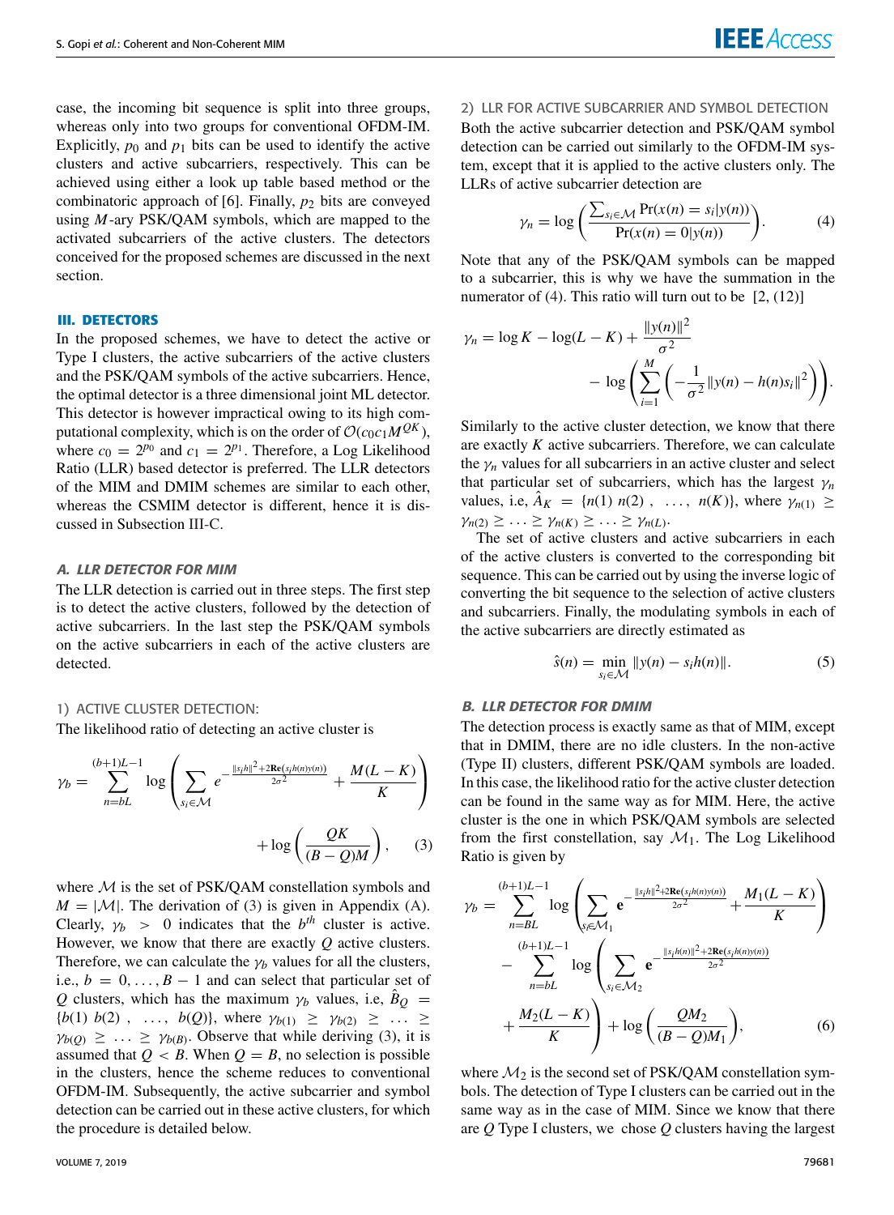case, the incoming bit sequence is split into three groups, whereas only into two groups for conventional OFDM-IM. Explicitly, $p_0$ and $p_1$ bits can be used to identify the active clusters and active subcarriers, respectively. This can be achieved using either a look up table based method or the combinatoric approach of [6]. Finally, $p_2$ bits are conveyed using $M$-ary PSK/QAM symbols, which are mapped to the activated subcarriers of the active clusters. The detectors conceived for the proposed schemes are discussed in the next section.

## III. DETECTORS

In the proposed schemes, we have to detect the active or Type I clusters, the active subcarriers of the active clusters and the PSK/QAM symbols of the active subcarriers. Hence, the optimal detector is a three dimensional joint ML detector. This detector is however impractical owing to its high computational complexity, which is on the order of $\mathcal{O}(c_0c_1M^{QK})$, where $c_0 = 2^{p_0}$ and $c_1 = 2^{p_1}$. Therefore, a Log Likelihood Ratio (LLR) based detector is preferred. The LLR detectors of the MIM and DMIM schemes are similar to each other, whereas the CSMIM detector is different, hence it is discussed in Subsection III-C.

### A. LLR DETECTOR FOR MIM

The LLR detection is carried out in three steps. The first step is to detect the active clusters, followed by the detection of active subcarriers. In the last step the PSK/QAM symbols on the active subcarriers in each of the active clusters are detected.

#### 1) ACTIVE CLUSTER DETECTION:

The likelihood ratio of detecting an active cluster is

$$\gamma_b = \sum_{n=bL}^{(b+1)L-1} \log\left(\sum_{s_i\in\mathcal{M}} e^{-\frac{\|s_ih\|^2+2\mathbf{Re}(s_ih(n)y(n))}{2\sigma^2}} + \frac{M(L-K)}{K}\right) + \log\left(\frac{QK}{(B-Q)M}\right), \quad (3)$$

where $\mathcal{M}$ is the set of PSK/QAM constellation symbols and $M = |\mathcal{M}|$. The derivation of (3) is given in Appendix (A). Clearly, $\gamma_b > 0$ indicates that the $b^{th}$ cluster is active. However, we know that there are exactly $Q$ active clusters. Therefore, we can calculate the $\gamma_b$ values for all the clusters, i.e., $b = 0, \ldots, B-1$ and can select that particular set of $Q$ clusters, which has the maximum $\gamma_b$ values, i.e, $\hat{B}_Q = \{b(1)\ b(2)\ , \ \ldots,\ b(Q)\}$, where $\gamma_{b(1)} \geq \gamma_{b(2)} \geq \ldots \geq \gamma_{b(Q)} \geq \ldots \geq \gamma_{b(B)}$. Observe that while deriving (3), it is assumed that $Q < B$. When $Q = B$, no selection is possible in the clusters, hence the scheme reduces to conventional OFDM-IM. Subsequently, the active subcarrier and symbol detection can be carried out in these active clusters, for which the procedure is detailed below.

#### 2) LLR FOR ACTIVE SUBCARRIER AND SYMBOL DETECTION

Both the active subcarrier detection and PSK/QAM symbol detection can be carried out similarly to the OFDM-IM system, except that it is applied to the active clusters only. The LLRs of active subcarrier detection are

$$\gamma_n = \log\left(\frac{\sum_{s_i\in\mathcal{M}} \Pr(x(n) = s_i|y(n))}{\Pr(x(n) = 0|y(n))}\right). \quad (4)$$

Note that any of the PSK/QAM symbols can be mapped to a subcarrier, this is why we have the summation in the numerator of (4). This ratio will turn out to be [2, (12)]

$$\gamma_n = \log K - \log(L-K) + \frac{\|y(n)\|^2}{\sigma^2} - \log\left(\sum_{i=1}^{M}\left(-\frac{1}{\sigma^2}\|y(n) - h(n)s_i\|^2\right)\right).$$

Similarly to the active cluster detection, we know that there are exactly $K$ active subcarriers. Therefore, we can calculate the $\gamma_n$ values for all subcarriers in an active cluster and select that particular set of subcarriers, which has the largest $\gamma_n$ values, i.e, $\hat{A}_K = \{n(1)\ n(2)\ , \ \ldots,\ n(K)\}$, where $\gamma_{n(1)} \geq \gamma_{n(2)} \geq \ldots \geq \gamma_{n(K)} \geq \ldots \geq \gamma_{n(L)}$.

The set of active clusters and active subcarriers in each of the active clusters is converted to the corresponding bit sequence. This can be carried out by using the inverse logic of converting the bit sequence to the selection of active clusters and subcarriers. Finally, the modulating symbols in each of the active subcarriers are directly estimated as

$$\hat{s}(n) = \min_{s_i\in\mathcal{M}} \|y(n) - s_ih(n)\|. \quad (5)$$

### B. LLR DETECTOR FOR DMIM

The detection process is exactly same as that of MIM, except that in DMIM, there are no idle clusters. In the non-active (Type II) clusters, different PSK/QAM symbols are loaded. In this case, the likelihood ratio for the active cluster detection can be found in the same way as for MIM. Here, the active cluster is the one in which PSK/QAM symbols are selected from the first constellation, say $\mathcal{M}_1$. The Log Likelihood Ratio is given by

$$\gamma_b = \sum_{n=BL}^{(b+1)L-1} \log\left(\sum_{s_i\in\mathcal{M}_1} \mathbf{e}^{-\frac{\|s_ih\|^2+2\mathbf{Re}(s_ih(n)y(n))}{2\sigma^2}} + \frac{M_1(L-K)}{K}\right) - \sum_{n=bL}^{(b+1)L-1} \log\left(\sum_{s_i\in\mathcal{M}_2} \mathbf{e}^{-\frac{\|s_ih(n)\|^2+2\mathbf{Re}(s_ih(n)y(n))}{2\sigma^2}} + \frac{M_2(L-K)}{K}\right) + \log\left(\frac{QM_2}{(B-Q)M_1}\right), \quad (6)$$

where $\mathcal{M}_2$ is the second set of PSK/QAM constellation symbols. The detection of Type I clusters can be carried out in the same way as in the case of MIM. Since we know that there are $Q$ Type I clusters, we chose $Q$ clusters having the largest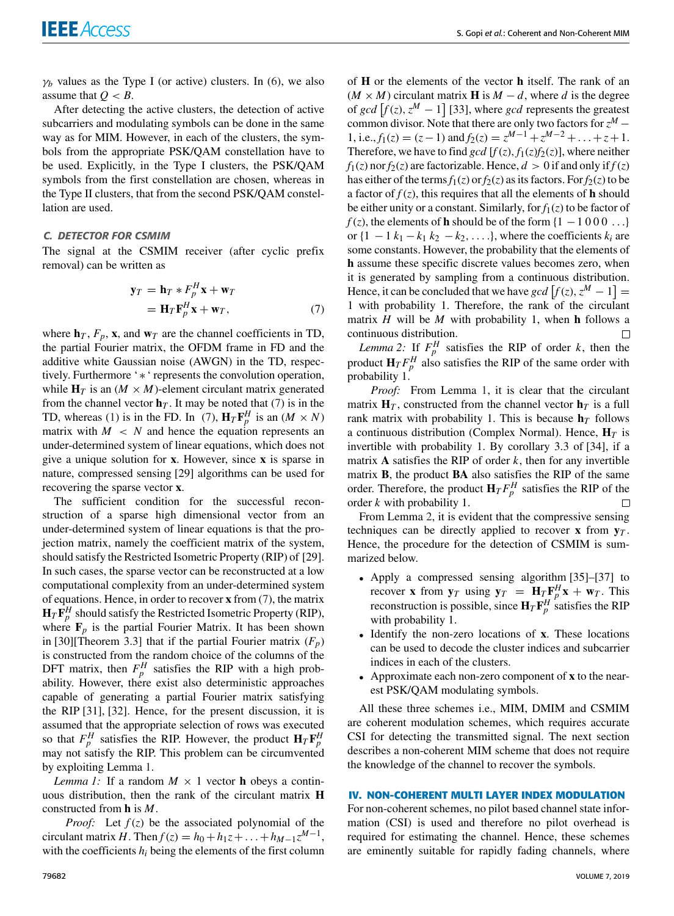$\gamma_b$ values as the Type I (or active) clusters. In (6), we also assume that $Q < B$.

After detecting the active clusters, the detection of active subcarriers and modulating symbols can be done in the same way as for MIM. However, in each of the clusters, the symbols from the appropriate PSK/QAM constellation have to be used. Explicitly, in the Type I clusters, the PSK/QAM symbols from the first constellation are chosen, whereas in the Type II clusters, that from the second PSK/QAM constellation are used.

### C. DETECTOR FOR CSMIM

The signal at the CSMIM receiver (after cyclic prefix removal) can be written as

$$\begin{aligned} \mathbf{y}_T &= \mathbf{h}_T * F_p^H \mathbf{x} + \mathbf{w}_T \\ &= \mathbf{H}_T \mathbf{F}_p^H \mathbf{x} + \mathbf{w}_T, \end{aligned} \tag{7}$$

where $\mathbf{h}_T$, $F_p$, $\mathbf{x}$, and $\mathbf{w}_T$ are the channel coefficients in TD, the partial Fourier matrix, the OFDM frame in FD and the additive white Gaussian noise (AWGN) in the TD, respectively. Furthermore '$*$' represents the convolution operation, while $\mathbf{H}_T$ is an $(M \times M)$-element circulant matrix generated from the channel vector $\mathbf{h}_T$. It may be noted that (7) is in the TD, whereas (1) is in the FD. In (7), $\mathbf{H}_T \mathbf{F}_p^H$ is an $(M \times N)$ matrix with $M < N$ and hence the equation represents an under-determined system of linear equations, which does not give a unique solution for $\mathbf{x}$. However, since $\mathbf{x}$ is sparse in nature, compressed sensing [29] algorithms can be used for recovering the sparse vector $\mathbf{x}$.

The sufficient condition for the successful reconstruction of a sparse high dimensional vector from an under-determined system of linear equations is that the projection matrix, namely the coefficient matrix of the system, should satisfy the Restricted Isometric Property (RIP) of [29]. In such cases, the sparse vector can be reconstructed at a low computational complexity from an under-determined system of equations. Hence, in order to recover $\mathbf{x}$ from (7), the matrix $\mathbf{H}_T \mathbf{F}_p^H$ should satisfy the Restricted Isometric Property (RIP), where $\mathbf{F}_p$ is the partial Fourier Matrix. It has been shown in [30][Theorem 3.3] that if the partial Fourier matrix ($F_p$) is constructed from the random choice of the columns of the DFT matrix, then $F_p^H$ satisfies the RIP with a high probability. However, there exist also deterministic approaches capable of generating a partial Fourier matrix satisfying the RIP [31], [32]. Hence, for the present discussion, it is assumed that the appropriate selection of rows was executed so that $F_p^H$ satisfies the RIP. However, the product $\mathbf{H}_T \mathbf{F}_p^H$ may not satisfy the RIP. This problem can be circumvented by exploiting Lemma 1.

*Lemma 1:* If a random $M \times 1$ vector $\mathbf{h}$ obeys a continuous distribution, then the rank of the circulant matrix $\mathbf{H}$ constructed from $\mathbf{h}$ is $M$.

*Proof:* Let $f(z)$ be the associated polynomial of the circulant matrix $H$. Then $f(z) = h_0 + h_1 z + \ldots + h_{M-1} z^{M-1}$, with the coefficients $h_i$ being the elements of the first column of $\mathbf{H}$ or the elements of the vector $\mathbf{h}$ itself. The rank of an $(M \times M)$ circulant matrix $\mathbf{H}$ is $M - d$, where $d$ is the degree of $gcd\left[f(z), z^M - 1\right]$ [33], where $gcd$ represents the greatest common divisor. Note that there are only two factors for $z^M - 1$, i.e., $f_1(z) = (z-1)$ and $f_2(z) = z^{M-1} + z^{M-2} + \ldots + z + 1$. Therefore, we have to find $gcd\left[f(z), f_1(z) f_2(z)\right]$, where neither $f_1(z)$ nor $f_2(z)$ are factorizable. Hence, $d > 0$ if and only if $f(z)$ has either of the terms $f_1(z)$ or $f_2(z)$ as its factors. For $f_2(z)$ to be a factor of $f(z)$, this requires that all the elements of $\mathbf{h}$ should be either unity or a constant. Similarly, for $f_1(z)$ to be factor of $f(z)$, the elements of $\mathbf{h}$ should be of the form $\{1\ -1\ 0\ 0\ 0\ \ldots\}$ or $\{1\ -1\ k_1\ -k_1\ k_2\ -k_2, \ldots.\}$, where the coefficients $k_i$ are some constants. However, the probability that the elements of $\mathbf{h}$ assume these specific discrete values becomes zero, when it is generated by sampling from a continuous distribution. Hence, it can be concluded that we have $gcd\left[f(z), z^M - 1\right] = 1$ with probability 1. Therefore, the rank of the circulant matrix $H$ will be $M$ with probability 1, when $\mathbf{h}$ follows a continuous distribution. □

*Lemma 2:* If $F_p^H$ satisfies the RIP of order $k$, then the product $\mathbf{H}_T F_p^H$ also satisfies the RIP of the same order with probability 1.

*Proof:* From Lemma 1, it is clear that the circulant matrix $\mathbf{H}_T$, constructed from the channel vector $\mathbf{h}_T$ is a full rank matrix with probability 1. This is because $\mathbf{h}_T$ follows a continuous distribution (Complex Normal). Hence, $\mathbf{H}_T$ is invertible with probability 1. By corollary 3.3 of [34], if a matrix $\mathbf{A}$ satisfies the RIP of order $k$, then for any invertible matrix $\mathbf{B}$, the product $\mathbf{BA}$ also satisfies the RIP of the same order. Therefore, the product $\mathbf{H}_T F_p^H$ satisfies the RIP of the order $k$ with probability 1. □

From Lemma 2, it is evident that the compressive sensing techniques can be directly applied to recover $\mathbf{x}$ from $\mathbf{y}_T$. Hence, the procedure for the detection of CSMIM is summarized below.

- Apply a compressed sensing algorithm [35]–[37] to recover $\mathbf{x}$ from $\mathbf{y}_T$ using $\mathbf{y}_T = \mathbf{H}_T \mathbf{F}_p^H \mathbf{x} + \mathbf{w}_T$. This reconstruction is possible, since $\mathbf{H}_T \mathbf{F}_p^H$ satisfies the RIP with probability 1.
- Identify the non-zero locations of $\mathbf{x}$. These locations can be used to decode the cluster indices and subcarrier indices in each of the clusters.
- Approximate each non-zero component of $\mathbf{x}$ to the nearest PSK/QAM modulating symbols.

All these three schemes i.e., MIM, DMIM and CSMIM are coherent modulation schemes, which requires accurate CSI for detecting the transmitted signal. The next section describes a non-coherent MIM scheme that does not require the knowledge of the channel to recover the symbols.

## IV. NON-COHERENT MULTI LAYER INDEX MODULATION

For non-coherent schemes, no pilot based channel state information (CSI) is used and therefore no pilot overhead is required for estimating the channel. Hence, these schemes are eminently suitable for rapidly fading channels, where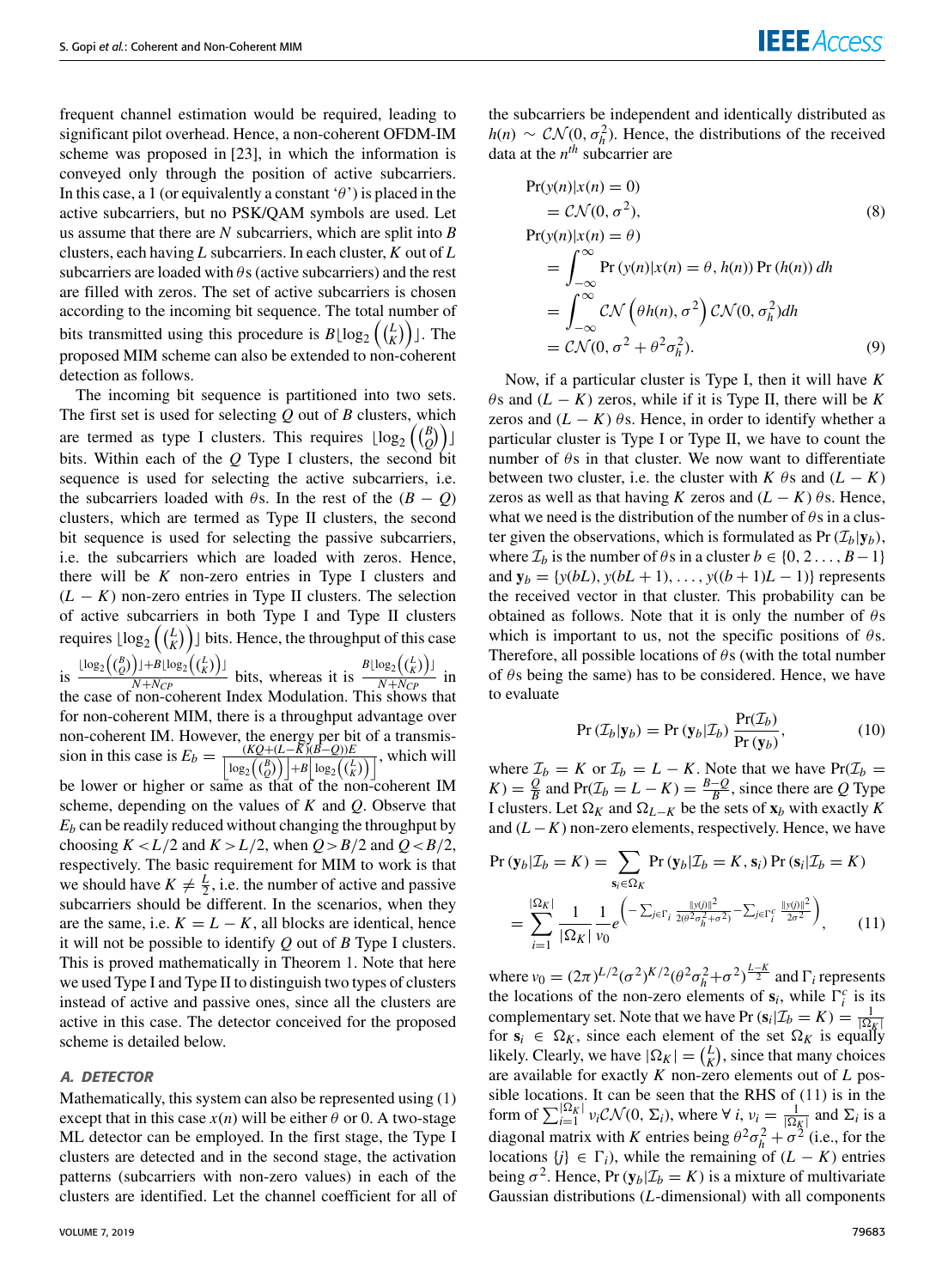frequent channel estimation would be required, leading to significant pilot overhead. Hence, a non-coherent OFDM-IM scheme was proposed in [23], in which the information is conveyed only through the position of active subcarriers. In this case, a 1 (or equivalently a constant '$\theta$') is placed in the active subcarriers, but no PSK/QAM symbols are used. Let us assume that there are $N$ subcarriers, which are split into $B$ clusters, each having $L$ subcarriers. In each cluster, $K$ out of $L$ subcarriers are loaded with $\theta$s (active subcarriers) and the rest are filled with zeros. The set of active subcarriers is chosen according to the incoming bit sequence. The total number of bits transmitted using this procedure is $B\lfloor \log_2\left(\binom{L}{K}\right)\rfloor$. The proposed MIM scheme can also be extended to non-coherent detection as follows.

The incoming bit sequence is partitioned into two sets. The first set is used for selecting $Q$ out of $B$ clusters, which are termed as type I clusters. This requires $\lfloor \log_2\left(\binom{B}{Q}\right)\rfloor$ bits. Within each of the $Q$ Type I clusters, the second bit sequence is used for selecting the active subcarriers, i.e. the subcarriers loaded with $\theta$s. In the rest of the $(B-Q)$ clusters, which are termed as Type II clusters, the second bit sequence is used for selecting the passive subcarriers, i.e. the subcarriers which are loaded with zeros. Hence, there will be $K$ non-zero entries in Type I clusters and $(L-K)$ non-zero entries in Type II clusters. The selection of active subcarriers in both Type I and Type II clusters requires $\lfloor \log_2\left(\binom{L}{K}\right)\rfloor$ bits. Hence, the throughput of this case is $\frac{\lfloor \log_2\left(\binom{B}{Q}\right)\rfloor + B\lfloor \log_2\left(\binom{L}{K}\right)\rfloor}{N+N_{CP}}$ bits, whereas it is $\frac{B\lfloor \log_2\left(\binom{L}{K}\right)\rfloor}{N+N_{CP}}$ in the case of non-coherent Index Modulation. This shows that for non-coherent MIM, there is a throughput advantage over non-coherent IM. However, the energy per bit of a transmission in this case is $E_b = \frac{(KQ+(L-K)(B-Q))E}{\left\lfloor \log_2\left(\binom{B}{Q}\right)\right\rfloor + B\left\lfloor \log_2\left(\binom{L}{K}\right)\right\rfloor}$, which will be lower or higher or same as that of the non-coherent IM scheme, depending on the values of $K$ and $Q$. Observe that $E_b$ can be readily reduced without changing the throughput by choosing $K < L/2$ and $K > L/2$, when $Q > B/2$ and $Q < B/2$, respectively. The basic requirement for MIM to work is that we should have $K \neq \frac{L}{2}$, i.e. the number of active and passive subcarriers should be different. In the scenarios, when they are the same, i.e. $K = L-K$, all blocks are identical, hence it will not be possible to identify $Q$ out of $B$ Type I clusters. This is proved mathematically in Theorem 1. Note that here we used Type I and Type II to distinguish two types of clusters instead of active and passive ones, since all the clusters are active in this case. The detector conceived for the proposed scheme is detailed below.

### *A. DETECTOR*

Mathematically, this system can also be represented using (1) except that in this case $x(n)$ will be either $\theta$ or 0. A two-stage ML detector can be employed. In the first stage, the Type I clusters are detected and in the second stage, the activation patterns (subcarriers with non-zero values) in each of the clusters are identified. Let the channel coefficient for all of the subcarriers be independent and identically distributed as $h(n) \sim \mathcal{CN}(0, \sigma_h^2)$. Hence, the distributions of the received data at the $n^{th}$ subcarrier are

$$
\begin{aligned}
&\Pr(y(n)|x(n)=0) \\
&\quad = \mathcal{CN}(0, \sigma^2), \qquad (8)\\
&\Pr(y(n)|x(n)=\theta) \\
&\quad = \int_{-\infty}^{\infty} \Pr\left(y(n)|x(n)=\theta, h(n)\right)\Pr\left(h(n)\right) dh \\
&\quad = \int_{-\infty}^{\infty} \mathcal{CN}\left(\theta h(n), \sigma^2\right)\mathcal{CN}(0, \sigma_h^2) dh \\
&\quad = \mathcal{CN}(0, \sigma^2 + \theta^2\sigma_h^2). \qquad (9)
\end{aligned}
$$

Now, if a particular cluster is Type I, then it will have $K$ $\theta$s and $(L-K)$ zeros, while if it is Type II, there will be $K$ zeros and $(L-K)$ $\theta$s. Hence, in order to identify whether a particular cluster is Type I or Type II, we have to count the number of $\theta$s in that cluster. We now want to differentiate between two cluster, i.e. the cluster with $K$ $\theta$s and $(L-K)$ zeros as well as that having $K$ zeros and $(L-K)$ $\theta$s. Hence, what we need is the distribution of the number of $\theta$s in a cluster given the observations, which is formulated as $\Pr\left(\mathcal{I}_b|\mathbf{y}_b\right)$, where $\mathcal{I}_b$ is the number of $\theta$s in a cluster $b \in \{0, 2\ldots, B-1\}$ and $\mathbf{y}_b = \{y(bL), y(bL+1), \ldots, y((b+1)L-1)\}$ represents the received vector in that cluster. This probability can be obtained as follows. Note that it is only the number of $\theta$s which is important to us, not the specific positions of $\theta$s. Therefore, all possible locations of $\theta$s (with the total number of $\theta$s being the same) has to be considered. Hence, we have to evaluate

$$
\Pr\left(\mathcal{I}_b|\mathbf{y}_b\right) = \Pr\left(\mathbf{y}_b|\mathcal{I}_b\right)\frac{\Pr(\mathcal{I}_b)}{\Pr\left(\mathbf{y}_b\right)}, \qquad (10)
$$

where $\mathcal{I}_b = K$ or $\mathcal{I}_b = L-K$. Note that we have $\Pr(\mathcal{I}_b = K) = \frac{Q}{B}$ and $\Pr(\mathcal{I}_b = L-K) = \frac{B-Q}{B}$, since there are $Q$ Type I clusters. Let $\Omega_K$ and $\Omega_{L-K}$ be the sets of $\mathbf{x}_b$ with exactly $K$ and $(L-K)$ non-zero elements, respectively. Hence, we have

$$
\begin{aligned}
\Pr\left(\mathbf{y}_b|\mathcal{I}_b = K\right) &= \sum_{\mathbf{s}_i \in \Omega_K} \Pr\left(\mathbf{y}_b|\mathcal{I}_b = K, \mathbf{s}_i\right)\Pr\left(\mathbf{s}_i|\mathcal{I}_b = K\right) \\
&= \sum_{i=1}^{|\Omega_K|} \frac{1}{|\Omega_K|}\frac{1}{v_0} e^{\left(-\sum_{j\in\Gamma_i}\frac{\|y(j)\|^2}{2(\theta^2\sigma_h^2+\sigma^2)} - \sum_{j\in\Gamma_i^c}\frac{\|y(j)\|^2}{2\sigma^2}\right)}, \qquad (11)
\end{aligned}
$$

where $v_0 = (2\pi)^{L/2}(\sigma^2)^{K/2}(\theta^2\sigma_h^2+\sigma^2)^{\frac{L-K}{2}}$ and $\Gamma_i$ represents the locations of the non-zero elements of $\mathbf{s}_i$, while $\Gamma_i^c$ is its complementary set. Note that we have $\Pr\left(\mathbf{s}_i|\mathcal{I}_b = K\right) = \frac{1}{|\Omega_K|}$ for $\mathbf{s}_i \in \Omega_K$, since each element of the set $\Omega_K$ is equally likely. Clearly, we have $|\Omega_K| = \binom{L}{K}$, since that many choices are available for exactly $K$ non-zero elements out of $L$ possible locations. It can be seen that the RHS of (11) is in the form of $\sum_{i=1}^{|\Omega_K|} v_i \mathcal{CN}(0, \Sigma_i)$, where $\forall\, i$, $v_i = \frac{1}{|\Omega_K|}$ and $\Sigma_i$ is a diagonal matrix with $K$ entries being $\theta^2\sigma_h^2 + \sigma^2$ (i.e., for the locations $\{j\} \in \Gamma_i$), while the remaining of $(L-K)$ entries being $\sigma^2$. Hence, $\Pr\left(\mathbf{y}_b|\mathcal{I}_b = K\right)$ is a mixture of multivariate Gaussian distributions ($L$-dimensional) with all components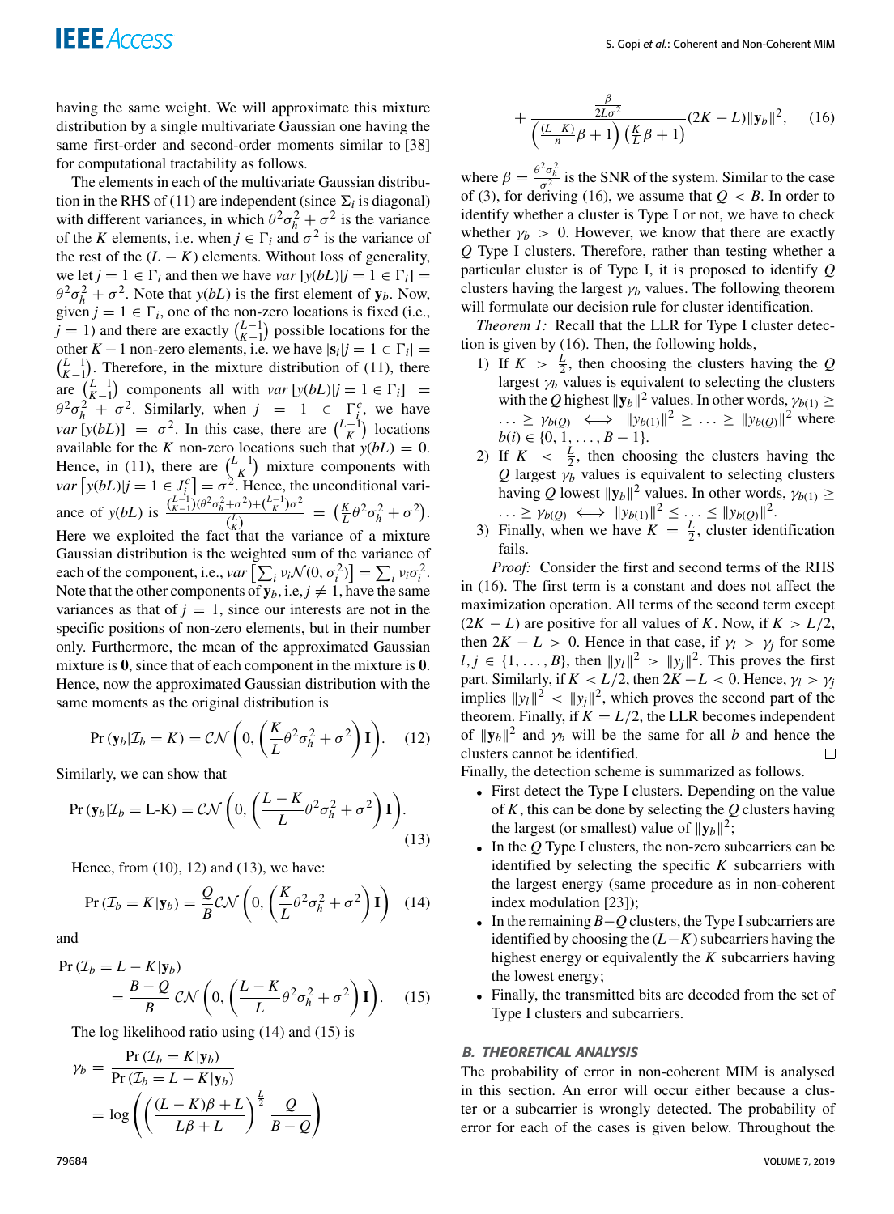having the same weight. We will approximate this mixture distribution by a single multivariate Gaussian one having the same first-order and second-order moments similar to [38] for computational tractability as follows.

The elements in each of the multivariate Gaussian distribution in the RHS of (11) are independent (since $\Sigma_i$ is diagonal) with different variances, in which $\theta^2\sigma_h^2 + \sigma^2$ is the variance of the $K$ elements, i.e. when $j \in \Gamma_i$ and $\sigma^2$ is the variance of the rest of the $(L-K)$ elements. Without loss of generality, we let $j = 1 \in \Gamma_i$ and then we have $var\left[y(bL)|j = 1 \in \Gamma_i\right] = \theta^2\sigma_h^2 + \sigma^2$. Note that $y(bL)$ is the first element of $\mathbf{y}_b$. Now, given $j = 1 \in \Gamma_i$, one of the non-zero locations is fixed (i.e., $j = 1$) and there are exactly $\binom{L-1}{K-1}$ possible locations for the other $K-1$ non-zero elements, i.e. we have $|\mathbf{s}_i|j = 1 \in \Gamma_i| = \binom{L-1}{K-1}$. Therefore, in the mixture distribution of (11), there are $\binom{L-1}{K-1}$ components all with $var\left[y(bL)|j = 1 \in \Gamma_i\right] = \theta^2\sigma_h^2 + \sigma^2$. Similarly, when $j = 1 \in \Gamma_i^c$, we have $var\left[y(bL)\right] = \sigma^2$. In this case, there are $\binom{L-1}{K}$ locations available for the $K$ non-zero locations such that $y(bL) = 0$. Hence, in (11), there are $\binom{L-1}{K}$ mixture components with $var\left[y(bL)|j = 1 \in J_i^c\right] = \sigma^2$. Hence, the unconditional variance of $y(bL)$ is $\frac{\binom{L-1}{K-1}(\theta^2\sigma_h^2+\sigma^2)+\binom{L-1}{K}\sigma^2}{\binom{L}{K}} = \left(\frac{K}{L}\theta^2\sigma_h^2 + \sigma^2\right)$. Here we exploited the fact that the variance of a mixture Gaussian distribution is the weighted sum of the variance of each of the component, i.e., $var\left[\sum_i \nu_i \mathcal{N}(0, \sigma_i^2)\right] = \sum_i \nu_i\sigma_i^2$. Note that the other components of $\mathbf{y}_b$, i.e, $j \neq 1$, have the same variances as that of $j = 1$, since our interests are not in the specific positions of non-zero elements, but in their number only. Furthermore, the mean of the approximated Gaussian mixture is $\mathbf{0}$, since that of each component in the mixture is $\mathbf{0}$. Hence, now the approximated Gaussian distribution with the same moments as the original distribution is

$$\Pr\left(\mathbf{y}_b|\mathcal{I}_b = K\right) = \mathcal{CN}\left(0, \left(\frac{K}{L}\theta^2\sigma_h^2 + \sigma^2\right)\mathbf{I}\right). \quad (12)$$

Similarly, we can show that

$$\Pr\left(\mathbf{y}_b|\mathcal{I}_b = \text{L-K}\right) = \mathcal{CN}\left(0, \left(\frac{L-K}{L}\theta^2\sigma_h^2 + \sigma^2\right)\mathbf{I}\right). \quad (13)$$

Hence, from (10), 12) and (13), we have:

$$\Pr\left(\mathcal{I}_b = K|\mathbf{y}_b\right) = \frac{Q}{B}\mathcal{CN}\left(0, \left(\frac{K}{L}\theta^2\sigma_h^2 + \sigma^2\right)\mathbf{I}\right) \quad (14)$$

and

$$\Pr\left(\mathcal{I}_b = L-K|\mathbf{y}_b\right) = \frac{B-Q}{B}\,\mathcal{CN}\left(0, \left(\frac{L-K}{L}\theta^2\sigma_h^2 + \sigma^2\right)\mathbf{I}\right). \quad (15)$$

The log likelihood ratio using (14) and (15) is

$$\gamma_b = \frac{\Pr\left(\mathcal{I}_b = K|\mathbf{y}_b\right)}{\Pr\left(\mathcal{I}_b = L-K|\mathbf{y}_b\right)} = \log\left(\left(\frac{(L-K)\beta + L}{L\beta + L}\right)^{\frac{L}{2}}\frac{Q}{B-Q}\right) + \frac{\frac{\beta}{2L\sigma^2}}{\left(\frac{(L-K)}{n}\beta + 1\right)\left(\frac{K}{L}\beta + 1\right)}(2K-L)\|\mathbf{y}_b\|^2, \quad (16)$$

where $\beta = \frac{\theta^2\sigma_h^2}{\sigma^2}$ is the SNR of the system. Similar to the case of (3), for deriving (16), we assume that $Q < B$. In order to identify whether a cluster is Type I or not, we have to check whether $\gamma_b > 0$. However, we know that there are exactly $Q$ Type I clusters. Therefore, rather than testing whether a particular cluster is of Type I, it is proposed to identify $Q$ clusters having the largest $\gamma_b$ values. The following theorem will formulate our decision rule for cluster identification.

*Theorem 1:* Recall that the LLR for Type I cluster detection is given by (16). Then, the following holds,

1) If $K > \frac{L}{2}$, then choosing the clusters having the $Q$ largest $\gamma_b$ values is equivalent to selecting the clusters with the $Q$ highest $\|\mathbf{y}_b\|^2$ values. In other words, $\gamma_{b(1)} \geq \ldots \geq \gamma_{b(Q)} \iff \|y_{b(1)}\|^2 \geq \ldots \geq \|y_{b(Q)}\|^2$ where $b(i) \in \{0, 1, \ldots, B-1\}$.
2) If $K < \frac{L}{2}$, then choosing the clusters having the $Q$ largest $\gamma_b$ values is equivalent to selecting clusters having $Q$ lowest $\|\mathbf{y}_b\|^2$ values. In other words, $\gamma_{b(1)} \geq \ldots \geq \gamma_{b(Q)} \iff \|y_{b(1)}\|^2 \leq \ldots \leq \|y_{b(Q)}\|^2$.
3) Finally, when we have $K = \frac{L}{2}$, cluster identification fails.

*Proof:* Consider the first and second terms of the RHS in (16). The first term is a constant and does not affect the maximization operation. All terms of the second term except $(2K-L)$ are positive for all values of $K$. Now, if $K > L/2$, then $2K - L > 0$. Hence in that case, if $\gamma_l > \gamma_j$ for some $l, j \in \{1, \ldots, B\}$, then $\|y_l\|^2 > \|y_j\|^2$. This proves the first part. Similarly, if $K < L/2$, then $2K - L < 0$. Hence, $\gamma_l > \gamma_j$ implies $\|y_l\|^2 < \|y_j\|^2$, which proves the second part of the theorem. Finally, if $K = L/2$, the LLR becomes independent of $\|\mathbf{y}_b\|^2$ and $\gamma_b$ will be the same for all $b$ and hence the clusters cannot be identified. □

Finally, the detection scheme is summarized as follows.

- First detect the Type I clusters. Depending on the value of $K$, this can be done by selecting the $Q$ clusters having the largest (or smallest) value of $\|\mathbf{y}_b\|^2$;
- In the $Q$ Type I clusters, the non-zero subcarriers can be identified by selecting the specific $K$ subcarriers with the largest energy (same procedure as in non-coherent index modulation [23]);
- In the remaining $B-Q$ clusters, the Type I subcarriers are identified by choosing the $(L-K)$ subcarriers having the highest energy or equivalently the $K$ subcarriers having the lowest energy;
- Finally, the transmitted bits are decoded from the set of Type I clusters and subcarriers.

### *B. THEORETICAL ANALYSIS*

The probability of error in non-coherent MIM is analysed in this section. An error will occur either because a cluster or a subcarrier is wrongly detected. The probability of error for each of the cases is given below. Throughout the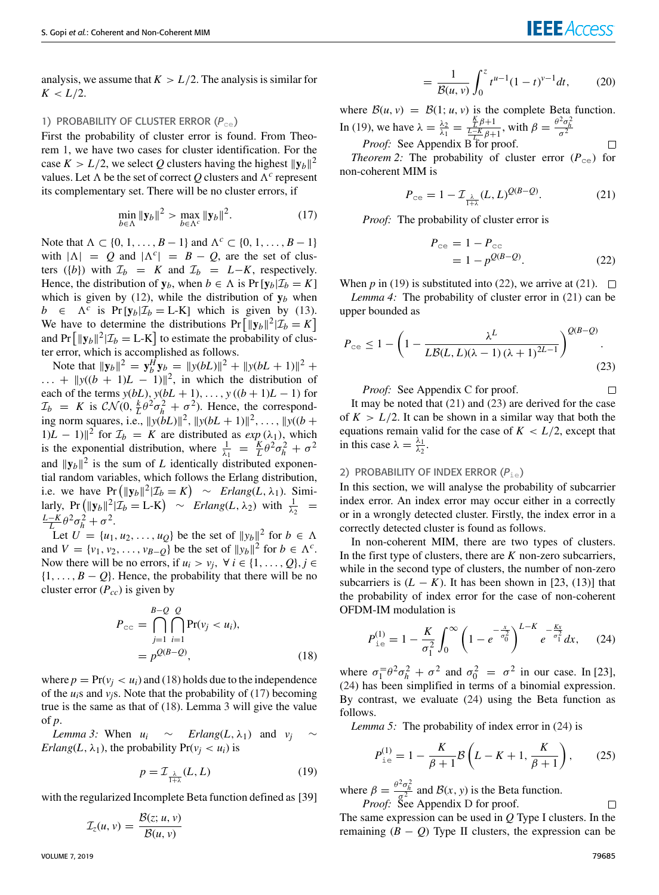analysis, we assume that $K > L/2$. The analysis is similar for $K < L/2$.

#### 1) PROBABILITY OF CLUSTER ERROR ($P_{\mathrm{ce}}$)

First the probability of cluster error is found. From Theorem 1, we have two cases for cluster identification. For the case $K > L/2$, we select $Q$ clusters having the highest $\|\mathbf{y}_b\|^2$ values. Let $\Lambda$ be the set of correct $Q$ clusters and $\Lambda^c$ represent its complementary set. There will be no cluster errors, if

$$\min_{b\in\Lambda} \|\mathbf{y}_b\|^2 > \max_{b\in\Lambda^c} \|\mathbf{y}_b\|^2. \tag{17}$$

Note that $\Lambda \subset \{0, 1, \ldots, B-1\}$ and $\Lambda^c \subset \{0, 1, \ldots, B-1\}$ with $|\Lambda| = Q$ and $|\Lambda^c| = B - Q$, are the set of clusters ($\{b\}$) with $\mathcal{I}_b = K$ and $\mathcal{I}_b = L-K$, respectively. Hence, the distribution of $\mathbf{y}_b$, when $b \in \Lambda$ is $\Pr[\mathbf{y}_b|\mathcal{I}_b = K]$ which is given by (12), while the distribution of $\mathbf{y}_b$ when $b \in \Lambda^c$ is $\Pr[\mathbf{y}_b|\mathcal{I}_b = \text{L-K}]$ which is given by (13). We have to determine the distributions $\Pr\left[\|\mathbf{y}_b\|^2|\mathcal{I}_b = K\right]$ and $\Pr\left[\|\mathbf{y}_b\|^2|\mathcal{I}_b = \text{L-K}\right]$ to estimate the probability of cluster error, which is accomplished as follows.

Note that $\|\mathbf{y}_b\|^2 = \mathbf{y}_b^H\mathbf{y}_b = \|y(bL)\|^2 + \|y(bL+1)\|^2 + \ldots + \|y((b+1)L-1)\|^2$, in which the distribution of each of the terms $y(bL), y(bL+1), \ldots, y((b+1)L-1)$ for $\mathcal{I}_b = K$ is $\mathcal{CN}(0, \frac{k}{L}\theta^2\sigma_h^2 + \sigma^2)$. Hence, the corresponding norm squares, i.e., $\|y(bL)\|^2, \|y(bL+1)\|^2, \ldots, \|y((b+1)L-1)\|^2$ for $\mathcal{I}_b = K$ are distributed as $exp(\lambda_1)$, which is the exponential distribution, where $\frac{1}{\lambda_1} = \frac{K}{L}\theta^2\sigma_h^2 + \sigma^2$ and $\|\mathbf{y}_b\|^2$ is the sum of $L$ identically distributed exponential random variables, which follows the Erlang distribution, i.e. we have $\Pr\left(\|\mathbf{y}_b\|^2|\mathcal{I}_b = K\right) \sim Erlang(L, \lambda_1)$. Similarly, $\Pr\left(\|\mathbf{y}_b\|^2|\mathcal{I}_b = \text{L-K}\right) \sim Erlang(L, \lambda_2)$ with $\frac{1}{\lambda_2} = \frac{L-K}{L}\theta^2\sigma_h^2 + \sigma^2$.

Let $U = \{u_1, u_2, \ldots, u_Q\}$ be the set of $\|y_b\|^2$ for $b \in \Lambda$ and $V = \{v_1, v_2, \ldots, v_{B-Q}\}$ be the set of $\|y_b\|^2$ for $b \in \Lambda^c$. Now there will be no errors, if $u_i > v_j$, $\forall\, i \in \{1, \ldots, Q\}, j \in \{1, \ldots, B-Q\}$. Hence, the probability that there will be no cluster error ($P_{cc}$) is given by

$$\begin{aligned} P_{\mathrm{cc}} &= \bigcap_{j=1}^{B-Q}\bigcap_{i=1}^{Q} \Pr(v_j < u_i), \\ &= p^{Q(B-Q)}, \end{aligned} \tag{18}$$

where $p = \Pr(v_j < u_i)$ and (18) holds due to the independence of the $u_i$s and $v_j$s. Note that the probability of (17) becoming true is the same as that of (18). Lemma 3 will give the value of $p$.

*Lemma 3:* When $u_i \sim Erlang(L, \lambda_1)$ and $v_j \sim Erlang(L, \lambda_1)$, the probability $\Pr(v_j < u_i)$ is

$$p = \mathcal{I}_{\frac{\lambda}{1+\lambda}}(L, L) \tag{19}$$

with the regularized Incomplete Beta function defined as [39]

$$\begin{aligned} \mathcal{I}_z(u, v) &= \frac{\mathcal{B}(z; u, v)}{\mathcal{B}(u, v)} \\ &= \frac{1}{\mathcal{B}(u, v)}\int_0^z t^{u-1}(1-t)^{v-1}dt, \end{aligned} \tag{20}$$

where $\mathcal{B}(u, v) = \mathcal{B}(1; u, v)$ is the complete Beta function. In (19), we have $\lambda = \frac{\lambda_2}{\lambda_1} = \frac{\frac{K}{L}\beta+1}{\frac{L-K}{L}\beta+1}$, with $\beta = \frac{\theta^2\sigma_h^2}{\sigma^2}$

*Proof:* See Appendix B for proof. □

*Theorem 2:* The probability of cluster error ($P_{\mathrm{ce}}$) for non-coherent MIM is

$$P_{\mathrm{ce}} = 1 - \mathcal{I}_{\frac{\lambda}{1+\lambda}}(L, L)^{Q(B-Q)}. \tag{21}$$

*Proof:* The probability of cluster error is

$$\begin{aligned} P_{\mathrm{ce}} &= 1 - P_{\mathrm{cc}} \\ &= 1 - p^{Q(B-Q)}. \end{aligned} \tag{22}$$

When $p$ in (19) is substituted into (22), we arrive at (21). □

*Lemma 4:* The probability of cluster error in (21) can be upper bounded as

$$P_{\mathrm{ce}} \leq 1 - \left(1 - \frac{\lambda^L}{L\mathcal{B}(L, L)(\lambda-1)\,(\lambda+1)^{2L-1}}\right)^{Q(B-Q)}. \tag{23}$$

*Proof:* See Appendix C for proof. □

It may be noted that (21) and (23) are derived for the case of $K > L/2$. It can be shown in a similar way that both the equations remain valid for the case of $K < L/2$, except that in this case $\lambda = \frac{\lambda_1}{\lambda_2}$.

#### 2) PROBABILITY OF INDEX ERROR ($P_{\mathrm{ie}}$)

In this section, we will analyse the probability of subcarrier index error. An index error may occur either in a correctly or in a wrongly detected cluster. Firstly, the index error in a correctly detected cluster is found as follows.

In non-coherent MIM, there are two types of clusters. In the first type of clusters, there are $K$ non-zero subcarriers, while in the second type of clusters, the number of non-zero subcarriers is $(L-K)$. It has been shown in [23, (13)] that the probability of index error for the case of non-coherent OFDM-IM modulation is

$$P_{\mathrm{ie}}^{(1)} = 1 - \frac{K}{\sigma_1^2}\int_0^{\infty}\left(1 - e^{-\frac{x}{\sigma_0^2}}\right)^{L-K} e^{-\frac{Kx}{\sigma_1^2}}dx, \tag{24}$$

where $\sigma_1^2 = \theta^2\sigma_h^2 + \sigma^2$ and $\sigma_0^2 = \sigma^2$ in our case. In [23], (24) has been simplified in terms of a binomial expression. By contrast, we evaluate (24) using the Beta function as follows.

*Lemma 5:* The probability of index error in (24) is

$$P_{\mathrm{ie}}^{(1)} = 1 - \frac{K}{\beta+1}\mathcal{B}\left(L-K+1, \frac{K}{\beta+1}\right), \tag{25}$$

where $\beta = \frac{\theta^2\sigma_h^2}{\sigma^2}$ and $\mathcal{B}(x, y)$ is the Beta function.

*Proof:* See Appendix D for proof. □

The same expression can be used in $Q$ Type I clusters. In the remaining $(B-Q)$ Type II clusters, the expression can be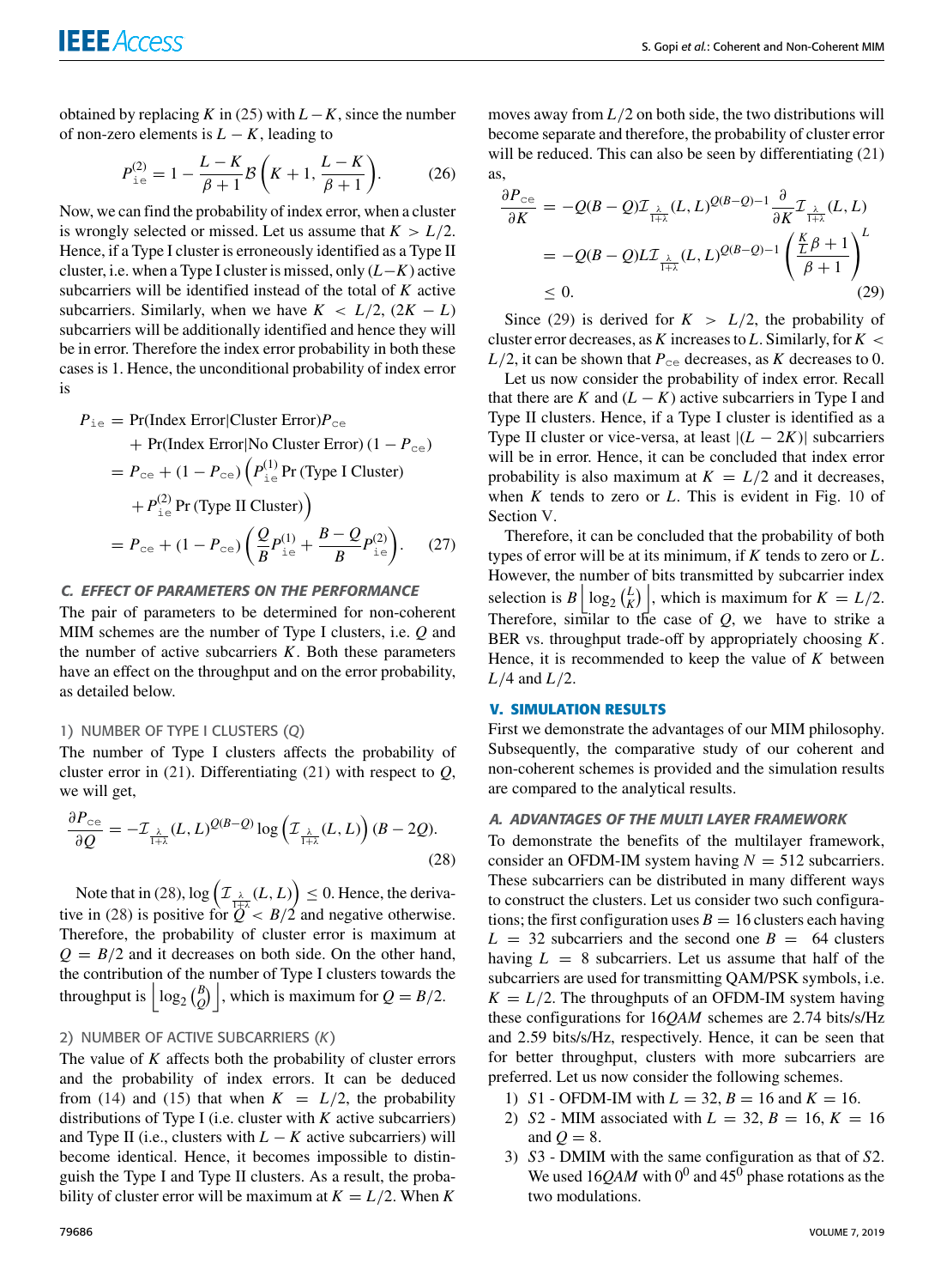obtained by replacing $K$ in (25) with $L-K$, since the number of non-zero elements is $L-K$, leading to

$$P_{\mathtt{ie}}^{(2)} = 1 - \frac{L-K}{\beta+1}\mathcal{B}\left(K+1, \frac{L-K}{\beta+1}\right). \tag{26}$$

Now, we can find the probability of index error, when a cluster is wrongly selected or missed. Let us assume that $K > L/2$. Hence, if a Type I cluster is erroneously identified as a Type II cluster, i.e. when a Type I cluster is missed, only $(L-K)$ active subcarriers will be identified instead of the total of $K$ active subcarriers. Similarly, when we have $K < L/2$, $(2K-L)$ subcarriers will be additionally identified and hence they will be in error. Therefore the index error probability in both these cases is 1. Hence, the unconditional probability of index error is

$$\begin{aligned} P_{\mathtt{ie}} &= \Pr(\text{Index Error}|\text{Cluster Error})P_{\mathtt{ce}} \\ &\quad + \Pr(\text{Index Error}|\text{No Cluster Error})\,(1-P_{\mathtt{ce}}) \\ &= P_{\mathtt{ce}} + (1-P_{\mathtt{ce}})\left(P_{\mathtt{ie}}^{(1)}\Pr(\text{Type I Cluster})\right. \\ &\quad \left. + P_{\mathtt{ie}}^{(2)}\Pr(\text{Type II Cluster})\right) \\ &= P_{\mathtt{ce}} + (1-P_{\mathtt{ce}})\left(\frac{Q}{B}P_{\mathtt{ie}}^{(1)} + \frac{B-Q}{B}P_{\mathtt{ie}}^{(2)}\right). \end{aligned} \tag{27}$$

### C. EFFECT OF PARAMETERS ON THE PERFORMANCE

The pair of parameters to be determined for non-coherent MIM schemes are the number of Type I clusters, i.e. $Q$ and the number of active subcarriers $K$. Both these parameters have an effect on the throughput and on the error probability, as detailed below.

#### 1) NUMBER OF TYPE I CLUSTERS ($Q$)

The number of Type I clusters affects the probability of cluster error in (21). Differentiating (21) with respect to $Q$, we will get,

$$\frac{\partial P_{\mathtt{ce}}}{\partial Q} = -\mathcal{I}_{\frac{\lambda}{1+\lambda}}(L,L)^{Q(B-Q)}\log\left(\mathcal{I}_{\frac{\lambda}{1+\lambda}}(L,L)\right)(B-2Q). \tag{28}$$

Note that in (28), $\log\left(\mathcal{I}_{\frac{\lambda}{1+\lambda}}(L,L)\right) \leq 0$. Hence, the derivative in (28) is positive for $Q < B/2$ and negative otherwise. Therefore, the probability of cluster error is maximum at $Q = B/2$ and it decreases on both side. On the other hand, the contribution of the number of Type I clusters towards the throughput is $\left\lfloor \log_2\binom{B}{Q}\right\rfloor$, which is maximum for $Q = B/2$.

#### 2) NUMBER OF ACTIVE SUBCARRIERS ($K$)

The value of $K$ affects both the probability of cluster errors and the probability of index errors. It can be deduced from (14) and (15) that when $K = L/2$, the probability distributions of Type I (i.e. cluster with $K$ active subcarriers) and Type II (i.e., clusters with $L-K$ active subcarriers) will become identical. Hence, it becomes impossible to distinguish the Type I and Type II clusters. As a result, the probability of cluster error will be maximum at $K = L/2$. When $K$ moves away from $L/2$ on both side, the two distributions will become separate and therefore, the probability of cluster error will be reduced. This can also be seen by differentiating (21) as,

$$\begin{aligned} \frac{\partial P_{\mathtt{ce}}}{\partial K} &= -Q(B-Q)\mathcal{I}_{\frac{\lambda}{1+\lambda}}(L,L)^{Q(B-Q)-1}\frac{\partial}{\partial K}\mathcal{I}_{\frac{\lambda}{1+\lambda}}(L,L) \\ &= -Q(B-Q)L\mathcal{I}_{\frac{\lambda}{1+\lambda}}(L,L)^{Q(B-Q)-1}\left(\frac{\frac{K}{L}\beta+1}{\beta+1}\right)^{L} \\ &\leq 0. \end{aligned} \tag{29}$$

Since (29) is derived for $K > L/2$, the probability of cluster error decreases, as $K$ increases to $L$. Similarly, for $K < L/2$, it can be shown that $P_{\mathtt{ce}}$ decreases, as $K$ decreases to 0.

Let us now consider the probability of index error. Recall that there are $K$ and $(L-K)$ active subcarriers in Type I and Type II clusters. Hence, if a Type I cluster is identified as a Type II cluster or vice-versa, at least $|(L-2K)|$ subcarriers will be in error. Hence, it can be concluded that index error probability is also maximum at $K = L/2$ and it decreases, when $K$ tends to zero or $L$. This is evident in Fig. 10 of Section V.

Therefore, it can be concluded that the probability of both types of error will be at its minimum, if $K$ tends to zero or $L$. However, the number of bits transmitted by subcarrier index selection is $B\left\lfloor \log_2\binom{L}{K}\right\rfloor$, which is maximum for $K = L/2$. Therefore, similar to the case of $Q$, we have to strike a BER vs. throughput trade-off by appropriately choosing $K$. Hence, it is recommended to keep the value of $K$ between $L/4$ and $L/2$.

## V. SIMULATION RESULTS

First we demonstrate the advantages of our MIM philosophy. Subsequently, the comparative study of our coherent and non-coherent schemes is provided and the simulation results are compared to the analytical results.

### A. ADVANTAGES OF THE MULTI LAYER FRAMEWORK

To demonstrate the benefits of the multilayer framework, consider an OFDM-IM system having $N = 512$ subcarriers. These subcarriers can be distributed in many different ways to construct the clusters. Let us consider two such configurations; the first configuration uses $B = 16$ clusters each having $L = 32$ subcarriers and the second one $B = 64$ clusters having $L = 8$ subcarriers. Let us assume that half of the subcarriers are used for transmitting QAM/PSK symbols, i.e. $K = L/2$. The throughputs of an OFDM-IM system having these configurations for 16*QAM* schemes are 2.74 bits/s/Hz and 2.59 bits/s/Hz, respectively. Hence, it can be seen that for better throughput, clusters with more subcarriers are preferred. Let us now consider the following schemes.

1) $S1$ - OFDM-IM with $L = 32$, $B = 16$ and $K = 16$.
2) $S2$ - MIM associated with $L = 32$, $B = 16$, $K = 16$ and $Q = 8$.
3) $S3$ - DMIM with the same configuration as that of $S2$. We used 16*QAM* with $0^0$ and $45^0$ phase rotations as the two modulations.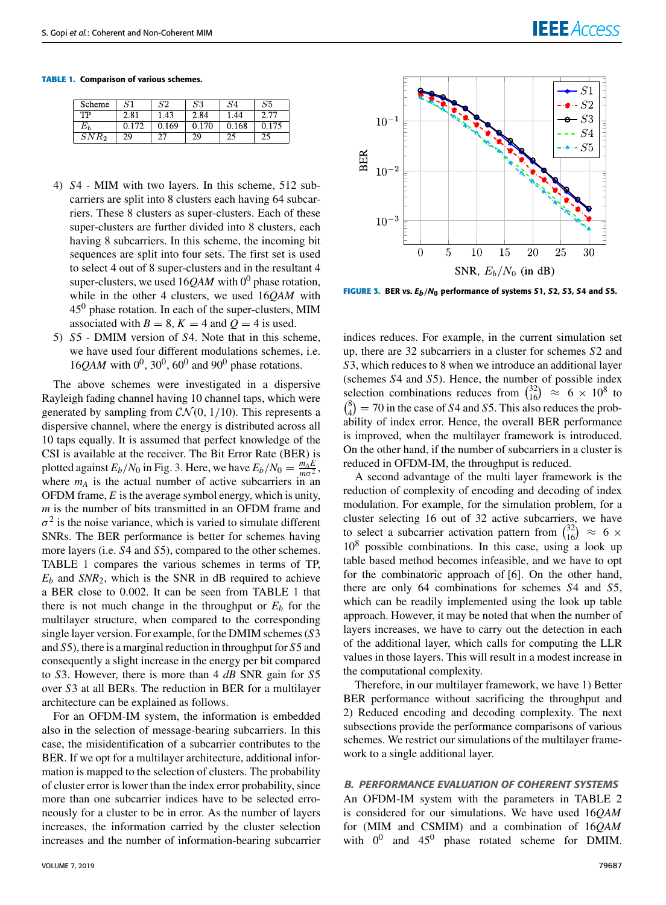**TABLE 1.** Comparison of various schemes.

| Scheme | $S1$ | $S2$ | $S3$ | $S4$ | $S5$ |
|---|---|---|---|---|---|
| TP | 2.81 | 1.43 | 2.84 | 1.44 | 2.77 |
| $E_b$ | 0.172 | 0.169 | 0.170 | 0.168 | 0.175 |
| $SNR_2$ | 29 | 27 | 29 | 25 | 25 |

4) $S4$ - MIM with two layers. In this scheme, 512 subcarriers are split into 8 clusters each having 64 subcarriers. These 8 clusters as super-clusters. Each of these super-clusters are further divided into 8 clusters, each having 8 subcarriers. In this scheme, the incoming bit sequences are split into four sets. The first set is used to select 4 out of 8 super-clusters and in the resultant 4 super-clusters, we used $16QAM$ with $0^0$ phase rotation, while in the other 4 clusters, we used $16QAM$ with $45^0$ phase rotation. In each of the super-clusters, MIM associated with $B = 8$, $K = 4$ and $Q = 4$ is used.
5) $S5$ - DMIM version of $S4$. Note that in this scheme, we have used four different modulations schemes, i.e. $16QAM$ with $0^0$, $30^0$, $60^0$ and $90^0$ phase rotations.

The above schemes were investigated in a dispersive Rayleigh fading channel having 10 channel taps, which were generated by sampling from $\mathcal{CN}(0, 1/10)$. This represents a dispersive channel, where the energy is distributed across all 10 taps equally. It is assumed that perfect knowledge of the CSI is available at the receiver. The Bit Error Rate (BER) is plotted against $E_b/N_0$ in Fig. 3. Here, we have $E_b/N_0 = \frac{m_A E}{m\sigma^2}$, where $m_A$ is the actual number of active subcarriers in an OFDM frame, $E$ is the average symbol energy, which is unity, $m$ is the number of bits transmitted in an OFDM frame and $\sigma^2$ is the noise variance, which is varied to simulate different SNRs. The BER performance is better for schemes having more layers (i.e. $S4$ and $S5$), compared to the other schemes. TABLE 1 compares the various schemes in terms of TP, $E_b$ and $SNR_2$, which is the SNR in dB required to achieve a BER close to 0.002. It can be seen from TABLE 1 that there is not much change in the throughput or $E_b$ for the multilayer structure, when compared to the corresponding single layer version. For example, for the DMIM schemes ($S3$ and $S5$), there is a marginal reduction in throughput for $S5$ and consequently a slight increase in the energy per bit compared to $S3$. However, there is more than 4 $dB$ SNR gain for $S5$ over $S3$ at all BERs. The reduction in BER for a multilayer architecture can be explained as follows.

For an OFDM-IM system, the information is embedded also in the selection of message-bearing subcarriers. In this case, the misidentification of a subcarrier contributes to the BER. If we opt for a multilayer architecture, additional information is mapped to the selection of clusters. The probability of cluster error is lower than the index error probability, since more than one subcarrier indices have to be selected erroneously for a cluster to be in error. As the number of layers increases, the information carried by the cluster selection increases and the number of information-bearing subcarrier indices reduces. For example, in the current simulation set up, there are 32 subcarriers in a cluster for schemes $S2$ and $S3$, which reduces to 8 when we introduce an additional layer (schemes $S4$ and $S5$). Hence, the number of possible index selection combinations reduces from $\binom{32}{16} \approx 6 \times 10^8$ to $\binom{8}{4} = 70$ in the case of $S4$ and $S5$. This also reduces the probability of index error. Hence, the overall BER performance is improved, when the multilayer framework is introduced. On the other hand, if the number of subcarriers in a cluster is reduced in OFDM-IM, the throughput is reduced.

**FIGURE 3.** BER vs. $E_b/N_0$ performance of systems $S1$, $S2$, $S3$, $S4$ and $S5$.

A second advantage of the multi layer framework is the reduction of complexity of encoding and decoding of index modulation. For example, for the simulation problem, for a cluster selecting 16 out of 32 active subcarriers, we have to select a subcarrier activation pattern from $\binom{32}{16} \approx 6 \times 10^8$ possible combinations. In this case, using a look up table based method becomes infeasible, and we have to opt for the combinatoric approach of [6]. On the other hand, there are only 64 combinations for schemes $S4$ and $S5$, which can be readily implemented using the look up table approach. However, it may be noted that when the number of layers increases, we have to carry out the detection in each of the additional layer, which calls for computing the LLR values in those layers. This will result in a modest increase in the computational complexity.

Therefore, in our multilayer framework, we have 1) Better BER performance without sacrificing the throughput and 2) Reduced encoding and decoding complexity. The next subsections provide the performance comparisons of various schemes. We restrict our simulations of the multilayer framework to a single additional layer.

### B. PERFORMANCE EVALUATION OF COHERENT SYSTEMS

An OFDM-IM system with the parameters in TABLE 2 is considered for our simulations. We have used $16QAM$ for (MIM and CSMIM) and a combination of $16QAM$ with $0^0$ and $45^0$ phase rotated scheme for DMIM.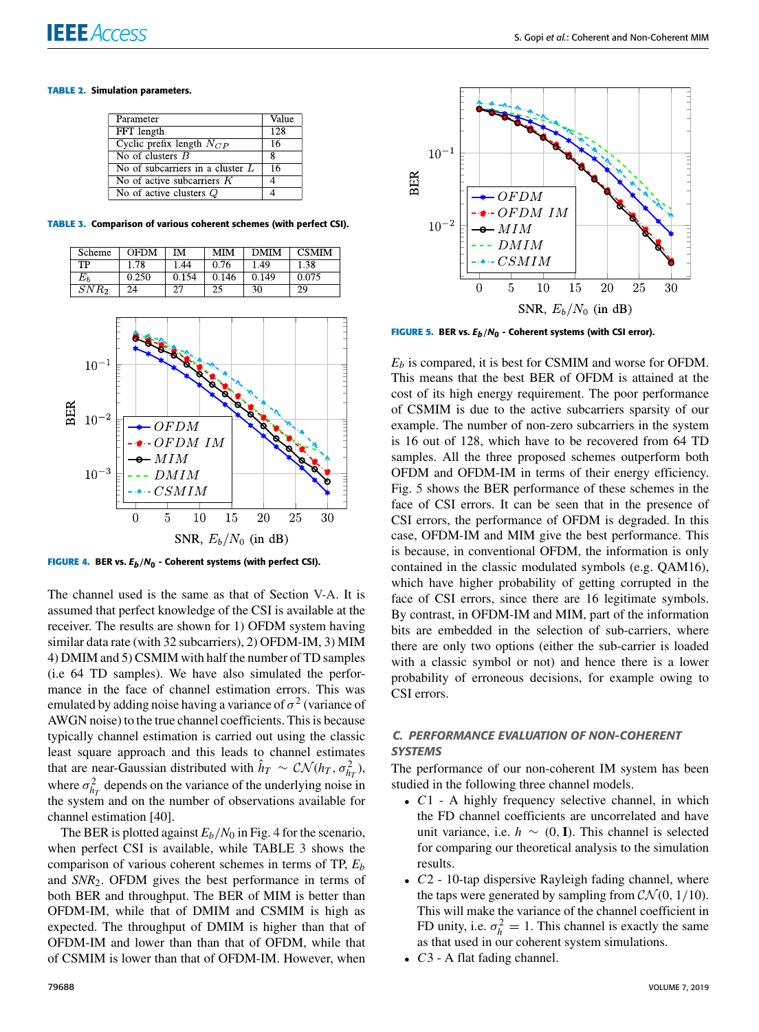**TABLE 2. Simulation parameters.**

| Parameter | Value |
|---|---|
| FFT length | 128 |
| Cyclic prefix length $N_{CP}$ | 16 |
| No of clusters $B$ | 8 |
| No of subcarriers in a cluster $L$ | 16 |
| No of active subcarriers $K$ | 4 |
| No of active clusters $Q$ | 4 |

**TABLE 3. Comparison of various coherent schemes (with perfect CSI).**

| Scheme | OFDM | IM | MIM | DMIM | CSMIM |
|---|---|---|---|---|---|
| TP | 1.78 | 1.44 | 0.76 | 1.49 | 1.38 |
| $E_b$ | 0.250 | 0.154 | 0.146 | 0.149 | 0.075 |
| $SNR_2$ | 24 | 27 | 25 | 30 | 29 |

**FIGURE 4.** BER vs. $E_b/N_0$ - Coherent systems (with perfect CSI).

The channel used is the same as that of Section V-A. It is assumed that perfect knowledge of the CSI is available at the receiver. The results are shown for 1) OFDM system having similar data rate (with 32 subcarriers), 2) OFDM-IM, 3) MIM 4) DMIM and 5) CSMIM with half the number of TD samples (i.e 64 TD samples). We have also simulated the performance in the face of channel estimation errors. This was emulated by adding noise having a variance of $\sigma^2$ (variance of AWGN noise) to the true channel coefficients. This is because typically channel estimation is carried out using the classic least square approach and this leads to channel estimates that are near-Gaussian distributed with $\hat{h}_T \sim \mathcal{CN}(h_T, \sigma^2_{h_T})$, where $\sigma^2_{h_T}$ depends on the variance of the underlying noise in the system and on the number of observations available for channel estimation [40].

The BER is plotted against $E_b/N_0$ in Fig. 4 for the scenario, when perfect CSI is available, while TABLE 3 shows the comparison of various coherent schemes in terms of TP, $E_b$ and $SNR_2$. OFDM gives the best performance in terms of both BER and throughput. The BER of MIM is better than OFDM-IM, while that of DMIM and CSMIM is high as expected. The throughput of DMIM is higher than that of OFDM-IM and lower than than that of OFDM, while that of CSMIM is lower than that of OFDM-IM. However, when $E_b$ is compared, it is best for CSMIM and worse for OFDM. This means that the best BER of OFDM is attained at the cost of its high energy requirement. The poor performance of CSMIM is due to the active subcarriers sparsity of our example. The number of non-zero subcarriers in the system is 16 out of 128, which have to be recovered from 64 TD samples. All the three proposed schemes outperform both OFDM and OFDM-IM in terms of their energy efficiency. Fig. 5 shows the BER performance of these schemes in the face of CSI errors. It can be seen that in the presence of CSI errors, the performance of OFDM is degraded. In this case, OFDM-IM and MIM give the best performance. This is because, in conventional OFDM, the information is only contained in the classic modulated symbols (e.g. QAM16), which have higher probability of getting corrupted in the face of CSI errors, since there are 16 legitimate symbols. By contrast, in OFDM-IM and MIM, part of the information bits are embedded in the selection of sub-carriers, where there are only two options (either the sub-carrier is loaded with a classic symbol or not) and hence there is a lower probability of erroneous decisions, for example owing to CSI errors.

**FIGURE 5.** BER vs. $E_b/N_0$ - Coherent systems (with CSI error).

### C. PERFORMANCE EVALUATION OF NON-COHERENT SYSTEMS

The performance of our non-coherent IM system has been studied in the following three channel models.

- $C1$ - A highly frequency selective channel, in which the FD channel coefficients are uncorrelated and have unit variance, i.e. $h \sim (0, \mathbf{I})$. This channel is selected for comparing our theoretical analysis to the simulation results.
- $C2$ - 10-tap dispersive Rayleigh fading channel, where the taps were generated by sampling from $\mathcal{CN}(0, 1/10)$. This will make the variance of the channel coefficient in FD unity, i.e. $\sigma_h^2 = 1$. This channel is exactly the same as that used in our coherent system simulations.
- $C3$ - A flat fading channel.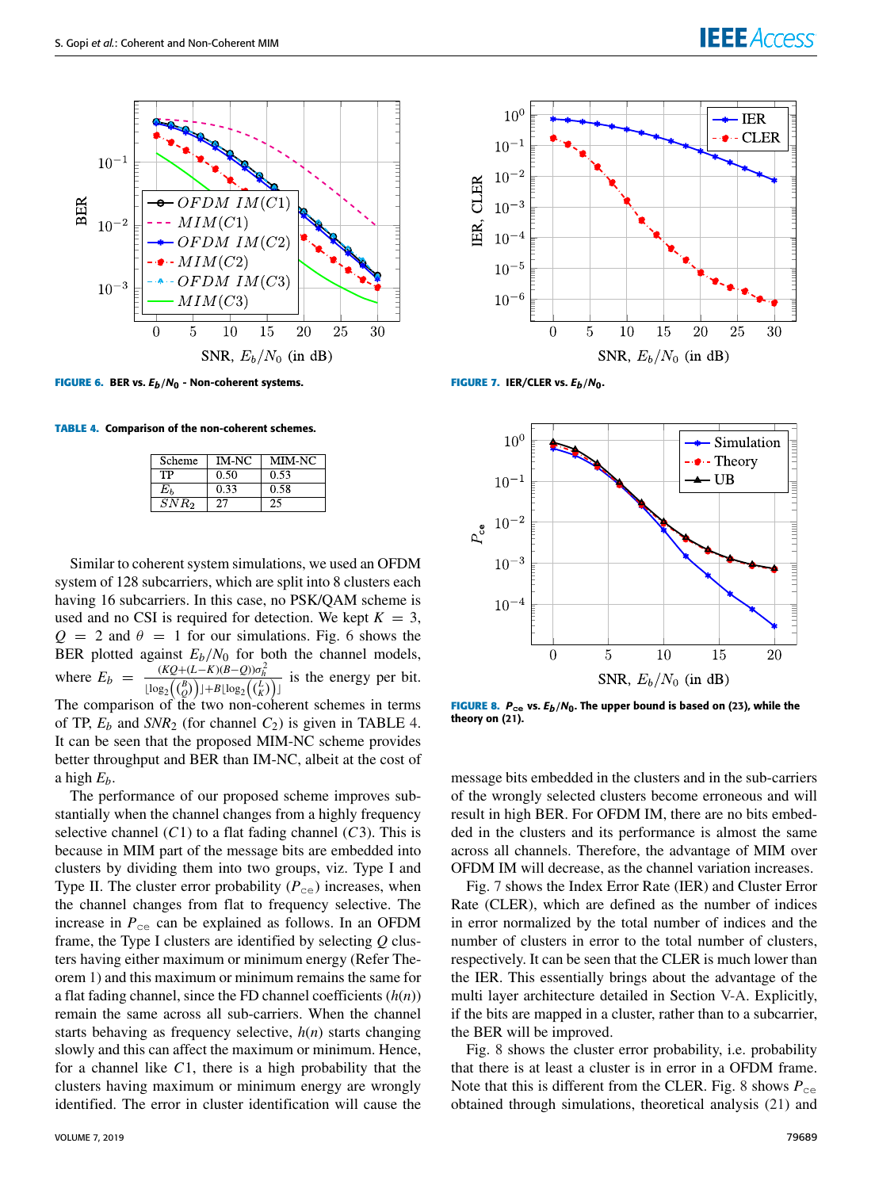FIGURE 6. BER vs. $E_b/N_0$ - Non-coherent systems.

FIGURE 7. IER/CLER vs. $E_b/N_0$.

TABLE 4. Comparison of the non-coherent schemes.

| Scheme | IM-NC | MIM-NC |
|---|---|---|
| TP | 0.50 | 0.53 |
| $E_b$ | 0.33 | 0.58 |
| $SNR_2$ | 27 | 25 |

FIGURE 8. $P_{ce}$ vs. $E_b/N_0$. The upper bound is based on (23), while the theory on (21).

Similar to coherent system simulations, we used an OFDM system of 128 subcarriers, which are split into 8 clusters each having 16 subcarriers. In this case, no PSK/QAM scheme is used and no CSI is required for detection. We kept $K = 3$, $Q = 2$ and $\theta = 1$ for our simulations. Fig. 6 shows the BER plotted against $E_b/N_0$ for both the channel models, where $E_b = \frac{(KQ+(L-K)(B-Q))\sigma_h^2}{\lfloor \log_2\left(\binom{B}{Q}\right)\rfloor + B\lfloor \log_2\left(\binom{L}{K}\right)\rfloor}$ is the energy per bit. The comparison of the two non-coherent schemes in terms of TP, $E_b$ and $SNR_2$ (for channel $C_2$) is given in TABLE 4. It can be seen that the proposed MIM-NC scheme provides better throughput and BER than IM-NC, albeit at the cost of a high $E_b$.

The performance of our proposed scheme improves substantially when the channel changes from a highly frequency selective channel ($C1$) to a flat fading channel ($C3$). This is because in MIM part of the message bits are embedded into clusters by dividing them into two groups, viz. Type I and Type II. The cluster error probability ($P_{ce}$) increases, when the channel changes from flat to frequency selective. The increase in $P_{ce}$ can be explained as follows. In an OFDM frame, the Type I clusters are identified by selecting $Q$ clusters having either maximum or minimum energy (Refer Theorem 1) and this maximum or minimum remains the same for a flat fading channel, since the FD channel coefficients ($h(n)$) remain the same across all sub-carriers. When the channel starts behaving as frequency selective, $h(n)$ starts changing slowly and this can affect the maximum or minimum. Hence, for a channel like $C1$, there is a high probability that the clusters having maximum or minimum energy are wrongly identified. The error in cluster identification will cause the message bits embedded in the clusters and in the sub-carriers of the wrongly selected clusters become erroneous and will result in high BER. For OFDM IM, there are no bits embedded in the clusters and its performance is almost the same across all channels. Therefore, the advantage of MIM over OFDM IM will decrease, as the channel variation increases.

Fig. 7 shows the Index Error Rate (IER) and Cluster Error Rate (CLER), which are defined as the number of indices in error normalized by the total number of indices and the number of clusters in error to the total number of clusters, respectively. It can be seen that the CLER is much lower than the IER. This essentially brings about the advantage of the multi layer architecture detailed in Section V-A. Explicitly, if the bits are mapped in a cluster, rather than to a subcarrier, the BER will be improved.

Fig. 8 shows the cluster error probability, i.e. probability that there is at least a cluster is in error in a OFDM frame. Note that this is different from the CLER. Fig. 8 shows $P_{ce}$ obtained through simulations, theoretical analysis (21) and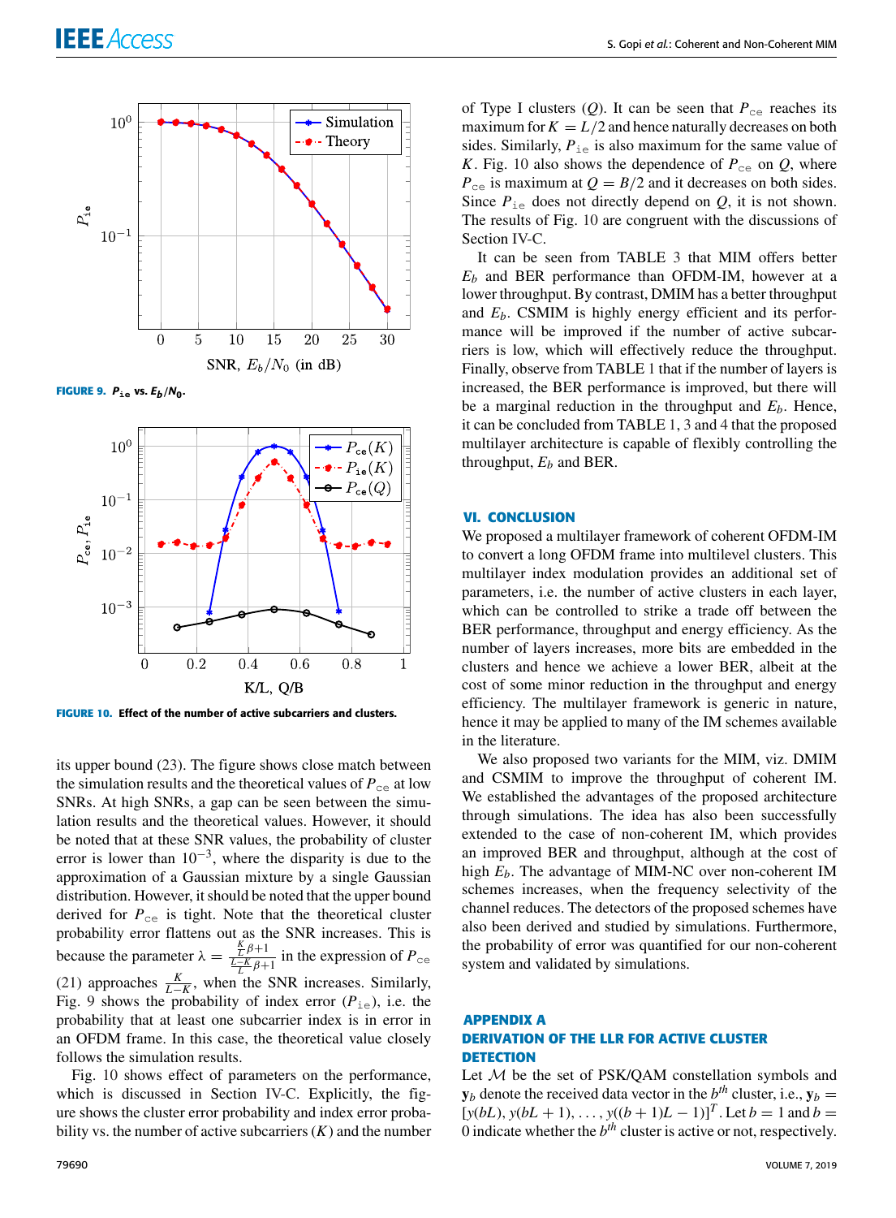FIGURE 9. $P_{\mathtt{ie}}$ vs. $E_b/N_0$.

FIGURE 10. Effect of the number of active subcarriers and clusters.

its upper bound (23). The figure shows close match between the simulation results and the theoretical values of $P_{\mathtt{ce}}$ at low SNRs. At high SNRs, a gap can be seen between the simulation results and the theoretical values. However, it should be noted that at these SNR values, the probability of cluster error is lower than $10^{-3}$, where the disparity is due to the approximation of a Gaussian mixture by a single Gaussian distribution. However, it should be noted that the upper bound derived for $P_{\mathtt{ce}}$ is tight. Note that the theoretical cluster probability error flattens out as the SNR increases. This is because the parameter $\lambda = \frac{\frac{K}{L}\beta+1}{\frac{L-K}{L}\beta+1}$ in the expression of $P_{\mathtt{ce}}$ (21) approaches $\frac{K}{L-K}$, when the SNR increases. Similarly, Fig. 9 shows the probability of index error ($P_{\mathtt{ie}}$), i.e. the probability that at least one subcarrier index is in error in an OFDM frame. In this case, the theoretical value closely follows the simulation results.

Fig. 10 shows effect of parameters on the performance, which is discussed in Section IV-C. Explicitly, the figure shows the cluster error probability and index error probability vs. the number of active subcarriers ($K$) and the number of Type I clusters ($Q$). It can be seen that $P_{\mathtt{ce}}$ reaches its maximum for $K = L/2$ and hence naturally decreases on both sides. Similarly, $P_{\mathtt{ie}}$ is also maximum for the same value of $K$. Fig. 10 also shows the dependence of $P_{\mathtt{ce}}$ on $Q$, where $P_{\mathtt{ce}}$ is maximum at $Q = B/2$ and it decreases on both sides. Since $P_{\mathtt{ie}}$ does not directly depend on $Q$, it is not shown. The results of Fig. 10 are congruent with the discussions of Section IV-C.

It can be seen from TABLE 3 that MIM offers better $E_b$ and BER performance than OFDM-IM, however at a lower throughput. By contrast, DMIM has a better throughput and $E_b$. CSMIM is highly energy efficient and its performance will be improved if the number of active subcarriers is low, which will effectively reduce the throughput. Finally, observe from TABLE 1 that if the number of layers is increased, the BER performance is improved, but there will be a marginal reduction in the throughput and $E_b$. Hence, it can be concluded from TABLE 1, 3 and 4 that the proposed multilayer architecture is capable of flexibly controlling the throughput, $E_b$ and BER.

## VI. CONCLUSION

We proposed a multilayer framework of coherent OFDM-IM to convert a long OFDM frame into multilevel clusters. This multilayer index modulation provides an additional set of parameters, i.e. the number of active clusters in each layer, which can be controlled to strike a trade off between the BER performance, throughput and energy efficiency. As the number of layers increases, more bits are embedded in the clusters and hence we achieve a lower BER, albeit at the cost of some minor reduction in the throughput and energy efficiency. The multilayer framework is generic in nature, hence it may be applied to many of the IM schemes available in the literature.

We also proposed two variants for the MIM, viz. DMIM and CSMIM to improve the throughput of coherent IM. We established the advantages of the proposed architecture through simulations. The idea has also been successfully extended to the case of non-coherent IM, which provides an improved BER and throughput, although at the cost of high $E_b$. The advantage of MIM-NC over non-coherent IM schemes increases, when the frequency selectivity of the channel reduces. The detectors of the proposed schemes have also been derived and studied by simulations. Furthermore, the probability of error was quantified for our non-coherent system and validated by simulations.

## APPENDIX A
## DERIVATION OF THE LLR FOR ACTIVE CLUSTER DETECTION

Let $\mathcal{M}$ be the set of PSK/QAM constellation symbols and $\mathbf{y}_b$ denote the received data vector in the $b^{th}$ cluster, i.e., $\mathbf{y}_b = [y(bL), y(bL+1), \ldots, y((b+1)L-1)]^T$. Let $b = 1$ and $b = 0$ indicate whether the $b^{th}$ cluster is active or not, respectively.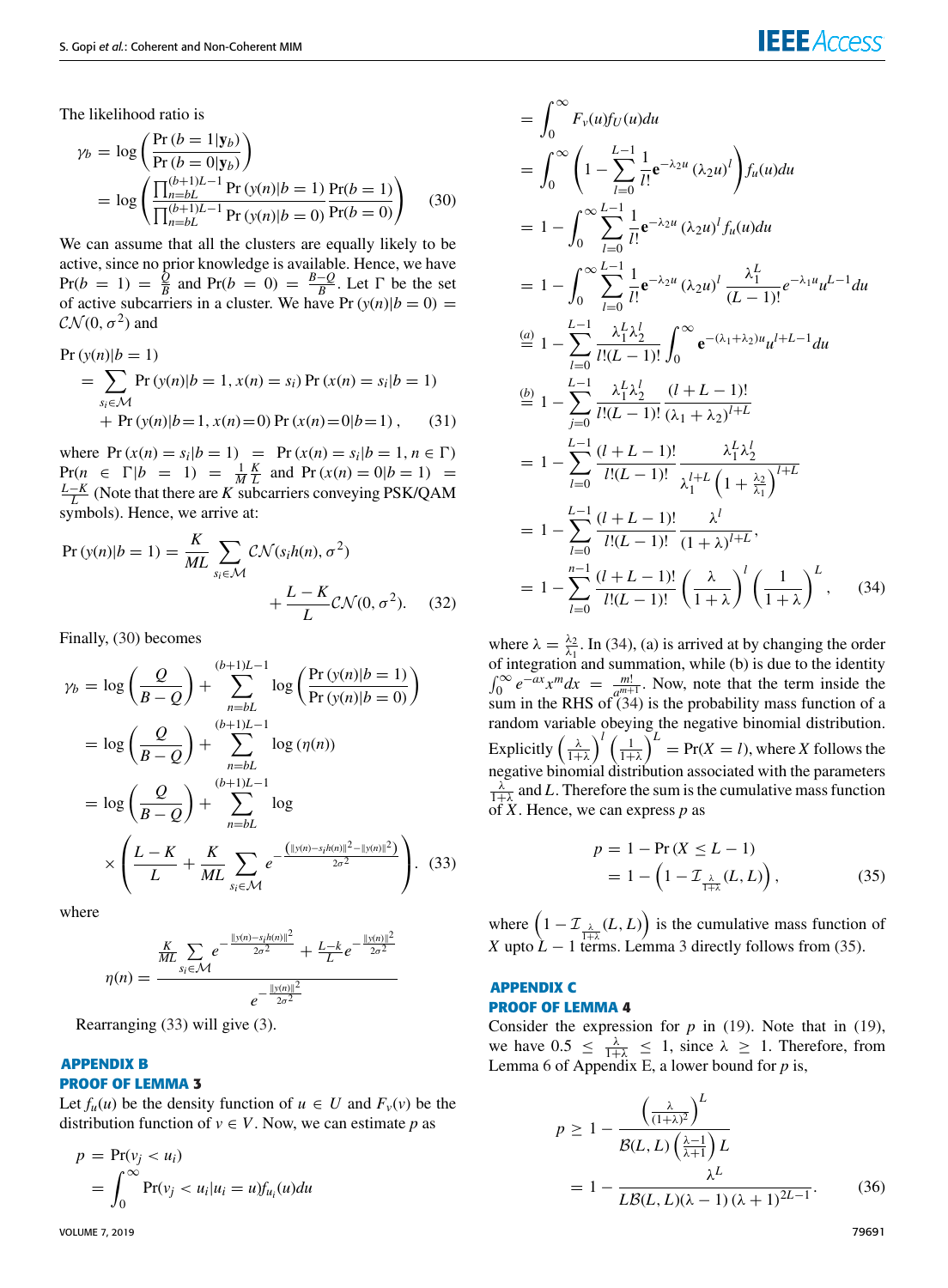The likelihood ratio is

$$\gamma_b = \log\left(\frac{\Pr(b=1|\mathbf{y}_b)}{\Pr(b=0|\mathbf{y}_b)}\right)$$
$$= \log\left(\frac{\prod_{n=bL}^{(b+1)L-1}\Pr(y(n)|b=1)}{\prod_{n=bL}^{(b+1)L-1}\Pr(y(n)|b=0)}\frac{\Pr(b=1)}{\Pr(b=0)}\right) \tag{30}$$

We can assume that all the clusters are equally likely to be active, since no prior knowledge is available. Hence, we have $\Pr(b=1) = \frac{Q}{B}$ and $\Pr(b=0) = \frac{B-Q}{B}$. Let $\Gamma$ be the set of active subcarriers in a cluster. We have $\Pr(y(n)|b=0) = \mathcal{CN}(0,\sigma^2)$ and

$$\Pr(y(n)|b=1) = \sum_{s_i\in\mathcal{M}}\Pr(y(n)|b=1, x(n)=s_i)\Pr(x(n)=s_i|b=1)$$
$$+ \Pr(y(n)|b=1, x(n)=0)\Pr(x(n)=0|b=1), \tag{31}$$

where $\Pr(x(n)=s_i|b=1) = \Pr(x(n)=s_i|b=1, n\in\Gamma)$ $\Pr(n\in\Gamma|b=1) = \frac{1}{M}\frac{K}{L}$ and $\Pr(x(n)=0|b=1) = \frac{L-K}{L}$ (Note that there are $K$ subcarriers conveying PSK/QAM symbols). Hence, we arrive at:

$$\Pr(y(n)|b=1) = \frac{K}{ML}\sum_{s_i\in\mathcal{M}}\mathcal{CN}(s_i h(n),\sigma^2) + \frac{L-K}{L}\mathcal{CN}(0,\sigma^2). \tag{32}$$

Finally, (30) becomes

$$\gamma_b = \log\left(\frac{Q}{B-Q}\right) + \sum_{n=bL}^{(b+1)L-1}\log\left(\frac{\Pr(y(n)|b=1)}{\Pr(y(n)|b=0)}\right)$$
$$= \log\left(\frac{Q}{B-Q}\right) + \sum_{n=bL}^{(b+1)L-1}\log(\eta(n))$$
$$= \log\left(\frac{Q}{B-Q}\right) + \sum_{n=bL}^{(b+1)L-1}\log \times\left(\frac{L-K}{L} + \frac{K}{ML}\sum_{s_i\in\mathcal{M}} e^{-\frac{\left(\|y(n)-s_i h(n)\|^2 - \|y(n)\|^2\right)}{2\sigma^2}}\right). \tag{33}$$

where

$$\eta(n) = \frac{\frac{K}{ML}\sum_{s_i\in\mathcal{M}} e^{-\frac{\|y(n)-s_i h(n)\|^2}{2\sigma^2}} + \frac{L-k}{L}e^{-\frac{\|y(n)\|^2}{2\sigma^2}}}{e^{-\frac{\|y(n)\|^2}{2\sigma^2}}}$$

Rearranging (33) will give (3).

## APPENDIX B
## PROOF OF LEMMA 3

Let $f_u(u)$ be the density function of $u \in U$ and $F_v(v)$ be the distribution function of $v \in V$. Now, we can estimate $p$ as

$$p = \Pr(v_j < u_i)$$
$$= \int_0^\infty \Pr(v_j < u_i | u_i = u) f_{u_i}(u)du$$
$$= \int_0^\infty F_v(u) f_U(u)du$$
$$= \int_0^\infty \left(1 - \sum_{l=0}^{L-1}\frac{1}{l!}\mathbf{e}^{-\lambda_2 u}(\lambda_2 u)^l\right) f_u(u)du$$
$$= 1 - \int_0^\infty \sum_{l=0}^{L-1}\frac{1}{l!}\mathbf{e}^{-\lambda_2 u}(\lambda_2 u)^l f_u(u)du$$
$$= 1 - \int_0^\infty \sum_{l=0}^{L-1}\frac{1}{l!}\mathbf{e}^{-\lambda_2 u}(\lambda_2 u)^l \frac{\lambda_1^L}{(L-1)!}e^{-\lambda_1 u}u^{L-1}du$$
$$\stackrel{(a)}{=} 1 - \sum_{l=0}^{L-1}\frac{\lambda_1^L\lambda_2^l}{l!(L-1)!}\int_0^\infty \mathbf{e}^{-(\lambda_1+\lambda_2)u}u^{l+L-1}du$$
$$\stackrel{(b)}{=} 1 - \sum_{j=0}^{L-1}\frac{\lambda_1^L\lambda_2^l}{l!(L-1)!}\frac{(l+L-1)!}{(\lambda_1+\lambda_2)^{l+L}}$$
$$= 1 - \sum_{l=0}^{L-1}\frac{(l+L-1)!}{l!(L-1)!}\frac{\lambda_1^L\lambda_2^l}{\lambda_1^{l+L}\left(1+\frac{\lambda_2}{\lambda_1}\right)^{l+L}}$$
$$= 1 - \sum_{l=0}^{L-1}\frac{(l+L-1)!}{l!(L-1)!}\frac{\lambda^l}{(1+\lambda)^{l+L}},$$
$$= 1 - \sum_{l=0}^{n-1}\frac{(l+L-1)!}{l!(L-1)!}\left(\frac{\lambda}{1+\lambda}\right)^l\left(\frac{1}{1+\lambda}\right)^L, \tag{34}$$

where $\lambda = \frac{\lambda_2}{\lambda_1}$. In (34), (a) is arrived at by changing the order of integration and summation, while (b) is due to the identity $\int_0^\infty e^{-ax}x^m dx = \frac{m!}{a^{m+1}}$. Now, note that the term inside the sum in the RHS of (34) is the probability mass function of a random variable obeying the negative binomial distribution. Explicitly $\left(\frac{\lambda}{1+\lambda}\right)^l\left(\frac{1}{1+\lambda}\right)^L = \Pr(X=l)$, where $X$ follows the negative binomial distribution associated with the parameters $\frac{\lambda}{1+\lambda}$ and $L$. Therefore the sum is the cumulative mass function of $X$. Hence, we can express $p$ as

$$p = 1 - \Pr(X \le L-1)$$
$$= 1 - \left(1 - \mathcal{I}_{\frac{\lambda}{1+\lambda}}(L,L)\right), \tag{35}$$

where $\left(1 - \mathcal{I}_{\frac{\lambda}{1+\lambda}}(L,L)\right)$ is the cumulative mass function of $X$ upto $L-1$ terms. Lemma 3 directly follows from (35).

## APPENDIX C
## PROOF OF LEMMA 4

Consider the expression for $p$ in (19). Note that in (19), we have $0.5 \le \frac{\lambda}{1+\lambda} \le 1$, since $\lambda \ge 1$. Therefore, from Lemma 6 of Appendix E, a lower bound for $p$ is,

$$p \ge 1 - \frac{\left(\frac{\lambda}{(1+\lambda)^2}\right)^L}{\mathcal{B}(L,L)\left(\frac{\lambda-1}{\lambda+1}\right)L}$$
$$= 1 - \frac{\lambda^L}{L\mathcal{B}(L,L)(\lambda-1)(\lambda+1)^{2L-1}}. \tag{36}$$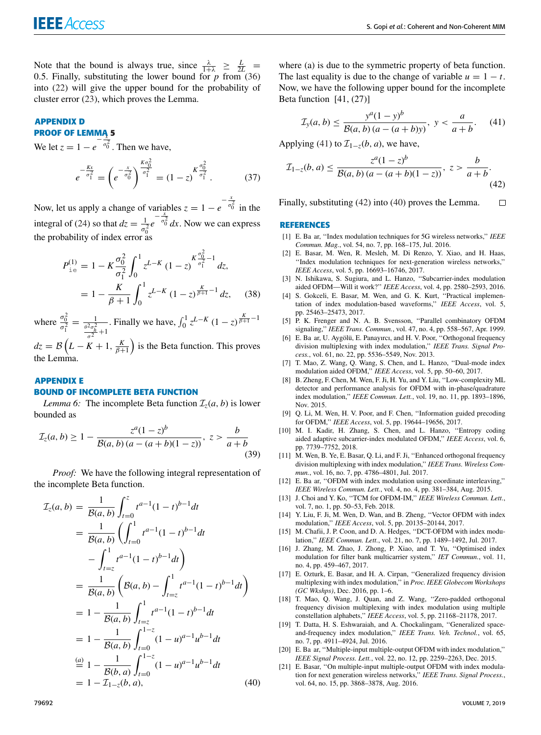Note that the bound is always true, since $\frac{\lambda}{1+\lambda} \geq \frac{L}{2L} = 0.5$. Finally, substituting the lower bound for $p$ from (36) into (22) will give the upper bound for the probability of cluster error (23), which proves the Lemma.

## APPENDIX D
## PROOF OF LEMMA 5

We let $z = 1 - e^{-\frac{x}{\sigma_0^2}}$. Then we have,

$$e^{-\frac{Kx}{\sigma_1^2}} = \left(e^{-\frac{x}{\sigma_0^2}}\right)^{\frac{K\sigma_0^2}{\sigma_1^2}} = (1-z)^{K\frac{\sigma_0^2}{\sigma_1^2}}. \tag{37}$$

Now, let us apply a change of variables $z = 1 - e^{-\frac{x}{\sigma_0^2}}$ in the integral of (24) so that $dz = \frac{1}{\sigma_0^2} e^{-\frac{x}{\sigma_0^2}} dx$. Now we can express the probability of index error as

$$\begin{aligned} P_{\texttt{ie}}^{(1)} &= 1 - K\frac{\sigma_0^2}{\sigma_1^2}\int_0^1 z^{L-K}(1-z)^{K\frac{\sigma_0^2}{\sigma_1^2}-1}dz, \\ &= 1 - \frac{K}{\beta+1}\int_0^1 z^{L-K}(1-z)^{\frac{K}{\beta+1}-1}dz, \end{aligned} \tag{38}$$

where $\frac{\sigma_0^2}{\sigma_1^2} = \frac{1}{\frac{\theta^2\sigma_h^2}{\sigma^2}+1}$. Finally we have, $\int_0^1 z^{L-K}(1-z)^{\frac{K}{\beta+1}-1} dz = \mathcal{B}\left(L-K+1, \frac{K}{\beta+1}\right)$ is the Beta function. This proves the Lemma.

## APPENDIX E
## BOUND OF INCOMPLETE BETA FUNCTION

*Lemma 6:* The incomplete Beta function $\mathcal{I}_z(a, b)$ is lower bounded as

$$\mathcal{I}_z(a,b) \geq 1 - \frac{z^a(1-z)^b}{\mathcal{B}(a,b)\,(a-(a+b)(1-z))},\; z > \frac{b}{a+b} \tag{39}$$

*Proof:* We have the following integral representation of the incomplete Beta function.

$$\begin{aligned} \mathcal{I}_z(a,b) &= \frac{1}{\mathcal{B}(a,b)}\int_{t=0}^{z} t^{a-1}(1-t)^{b-1}dt \\ &= \frac{1}{\mathcal{B}(a,b)}\left(\int_{t=0}^{1} t^{a-1}(1-t)^{b-1}dt \right. \\ &\quad \left. - \int_{t=z}^{1} t^{a-1}(1-t)^{b-1}dt\right) \\ &= \frac{1}{\mathcal{B}(a,b)}\left(\mathcal{B}(a,b) - \int_{t=z}^{1} t^{a-1}(1-t)^{b-1}dt\right) \\ &= 1 - \frac{1}{\mathcal{B}(a,b)}\int_{t=z}^{1} t^{a-1}(1-t)^{b-1}dt \\ &= 1 - \frac{1}{\mathcal{B}(a,b)}\int_{t=0}^{1-z} (1-u)^{a-1}u^{b-1}dt \\ &\overset{(a)}{=} 1 - \frac{1}{\mathcal{B}(b,a)}\int_{t=0}^{1-z} (1-u)^{a-1}u^{b-1}dt \\ &= 1 - \mathcal{I}_{1-z}(b,a), \end{aligned} \tag{40}$$

where (a) is due to the symmetric property of beta function. The last equality is due to the change of variable $u = 1 - t$. Now, we have the following upper bound for the incomplete Beta function [41, (27)]

$$\mathcal{I}_y(a,b) \leq \frac{y^a(1-y)^b}{\mathcal{B}(a,b)\,(a-(a+b)y)},\; y < \frac{a}{a+b}. \tag{41}$$

Applying (41) to $\mathcal{I}_{1-z}(b, a)$, we have,

$$\mathcal{I}_{1-z}(b,a) \leq \frac{z^a(1-z)^b}{\mathcal{B}(a,b)\,(a-(a+b)(1-z))},\; z > \frac{b}{a+b}. \tag{42}$$

Finally, substituting (42) into (40) proves the Lemma. □

## REFERENCES

[1] E. Ba ar, "Index modulation techniques for 5G wireless networks," *IEEE Commun. Mag.*, vol. 54, no. 7, pp. 168–175, Jul. 2016.
[2] E. Basar, M. Wen, R. Mesleh, M. Di Renzo, Y. Xiao, and H. Haas, "Index modulation techniques for next-generation wireless networks," *IEEE Access*, vol. 5, pp. 16693–16746, 2017.
[3] N. Ishikawa, S. Sugiura, and L. Hanzo, "Subcarrier-index modulation aided OFDM—Will it work?" *IEEE Access*, vol. 4, pp. 2580–2593, 2016.
[4] S. Gokceli, E. Basar, M. Wen, and G. K. Kurt, "Practical implementation of index modulation-based waveforms," *IEEE Access*, vol. 5, pp. 25463–25473, 2017.
[5] P. K. Frenger and N. A. B. Svensson, "Parallel combinatory OFDM signaling," *IEEE Trans. Commun.*, vol. 47, no. 4, pp. 558–567, Apr. 1999.
[6] E. Ba ar, U. Aygölü, E. Panayırcı, and H. V. Poor, "Orthogonal frequency division multiplexing with index modulation," *IEEE Trans. Signal Process.*, vol. 61, no. 22, pp. 5536–5549, Nov. 2013.
[7] T. Mao, Z. Wang, Q. Wang, S. Chen, and L. Hanzo, "Dual-mode index modulation aided OFDM," *IEEE Access*, vol. 5, pp. 50–60, 2017.
[8] B. Zheng, F. Chen, M. Wen, F. Ji, H. Yu, and Y. Liu, "Low-complexity ML detector and performance analysis for OFDM with in-phase/quadrature index modulation," *IEEE Commun. Lett.*, vol. 19, no. 11, pp. 1893–1896, Nov. 2015.
[9] Q. Li, M. Wen, H. V. Poor, and F. Chen, "Information guided precoding for OFDM," *IEEE Access*, vol. 5, pp. 19644–19656, 2017.
[10] M. I. Kadir, H. Zhang, S. Chen, and L. Hanzo, "Entropy coding aided adaptive subcarrier-index modulated OFDM," *IEEE Access*, vol. 6, pp. 7739–7752, 2018.
[11] M. Wen, B. Ye, E. Basar, Q. Li, and F. Ji, "Enhanced orthogonal frequency division multiplexing with index modulation," *IEEE Trans. Wireless Commun.*, vol. 16, no. 7, pp. 4786–4801, Jul. 2017.
[12] E. Ba ar, "OFDM with index modulation using coordinate interleaving," *IEEE Wireless Commun. Lett.*, vol. 4, no. 4, pp. 381–384, Aug. 2015.
[13] J. Choi and Y. Ko, "TCM for OFDM-IM," *IEEE Wireless Commun. Lett.*, vol. 7, no. 1, pp. 50–53, Feb. 2018.
[14] Y. Liu, F. Ji, M. Wen, D. Wan, and B. Zheng, "Vector OFDM with index modulation," *IEEE Access*, vol. 5, pp. 20135–20144, 2017.
[15] M. Chafii, J. P. Coon, and D. A. Hedges, "DCT-OFDM with index modulation," *IEEE Commun. Lett.*, vol. 21, no. 7, pp. 1489–1492, Jul. 2017.
[16] J. Zhang, M. Zhao, J. Zhong, P. Xiao, and T. Yu, "Optimised index modulation for filter bank multicarrier system," *IET Commun.*, vol. 11, no. 4, pp. 459–467, 2017.
[17] E. Ozturk, E. Basar, and H. A. Cirpan, "Generalized frequency division multiplexing with index modulation," in *Proc. IEEE Globecom Workshops (GC Wkshps)*, Dec. 2016, pp. 1–6.
[18] T. Mao, Q. Wang, J. Quan, and Z. Wang, "Zero-padded orthogonal frequency division multiplexing with index modulation using multiple constellation alphabets," *IEEE Access*, vol. 5, pp. 21168–21178, 2017.
[19] T. Datta, H. S. Eshwaraiah, and A. Chockalingam, "Generalized space-and-frequency index modulation," *IEEE Trans. Veh. Technol.*, vol. 65, no. 7, pp. 4911–4924, Jul. 2016.
[20] E. Ba ar, "Multiple-input multiple-output OFDM with index modulation," *IEEE Signal Process. Lett.*, vol. 22, no. 12, pp. 2259–2263, Dec. 2015.
[21] E. Basar, "On multiple-input multiple-output OFDM with index modulation for next generation wireless networks," *IEEE Trans. Signal Process.*, vol. 64, no. 15, pp. 3868–3878, Aug. 2016.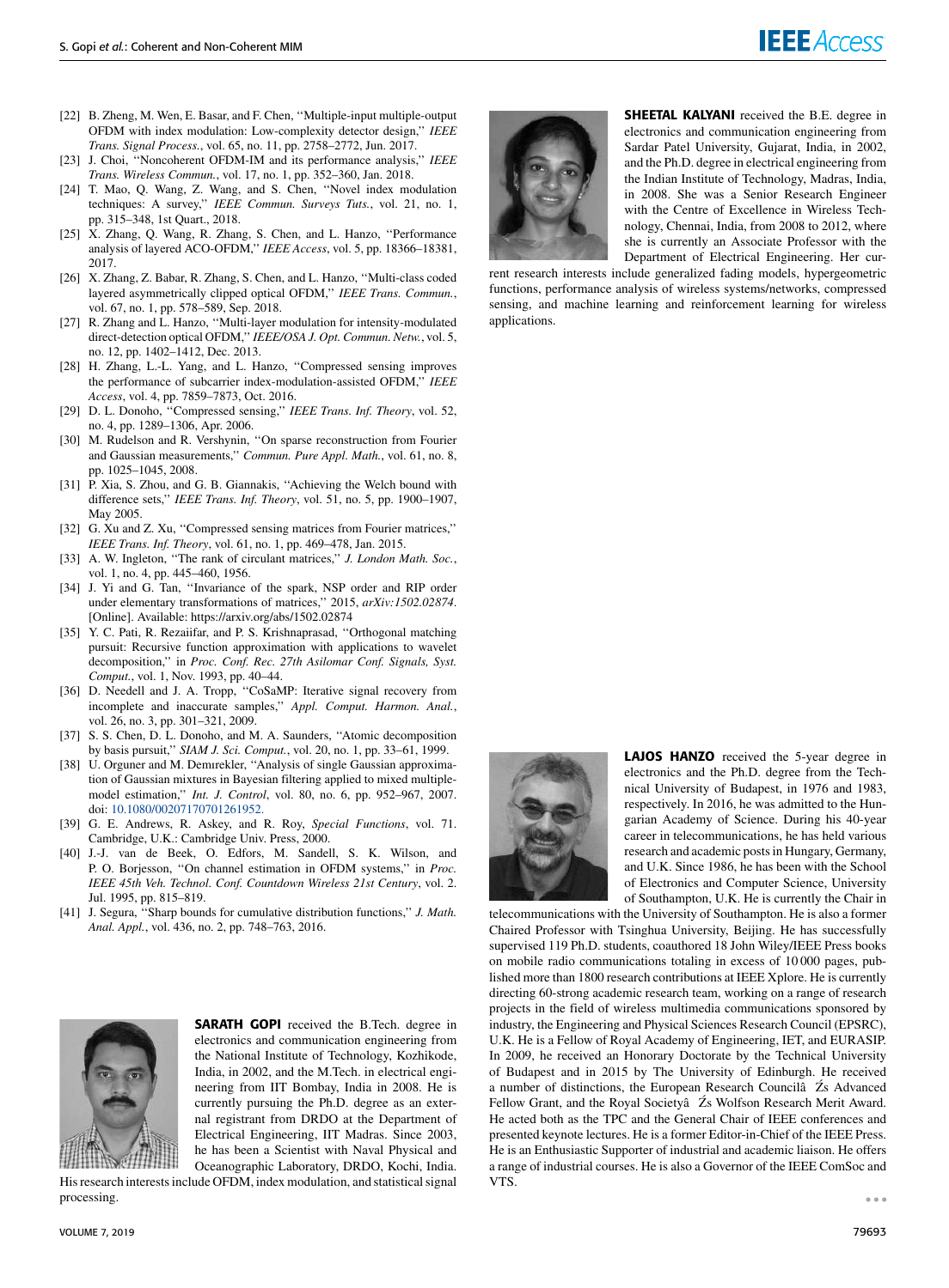[22] B. Zheng, M. Wen, E. Basar, and F. Chen, "Multiple-input multiple-output OFDM with index modulation: Low-complexity detector design," *IEEE Trans. Signal Process.*, vol. 65, no. 11, pp. 2758–2772, Jun. 2017.

[23] J. Choi, "Noncoherent OFDM-IM and its performance analysis," *IEEE Trans. Wireless Commun.*, vol. 17, no. 1, pp. 352–360, Jan. 2018.

[24] T. Mao, Q. Wang, Z. Wang, and S. Chen, "Novel index modulation techniques: A survey," *IEEE Commun. Surveys Tuts.*, vol. 21, no. 1, pp. 315–348, 1st Quart., 2018.

[25] X. Zhang, Q. Wang, R. Zhang, S. Chen, and L. Hanzo, "Performance analysis of layered ACO-OFDM," *IEEE Access*, vol. 5, pp. 18366–18381, 2017.

[26] X. Zhang, Z. Babar, R. Zhang, S. Chen, and L. Hanzo, "Multi-class coded layered asymmetrically clipped optical OFDM," *IEEE Trans. Commun.*, vol. 67, no. 1, pp. 578–589, Sep. 2018.

[27] R. Zhang and L. Hanzo, "Multi-layer modulation for intensity-modulated direct-detection optical OFDM," *IEEE/OSA J. Opt. Commun. Netw.*, vol. 5, no. 12, pp. 1402–1412, Dec. 2013.

[28] H. Zhang, L.-L. Yang, and L. Hanzo, "Compressed sensing improves the performance of subcarrier index-modulation-assisted OFDM," *IEEE Access*, vol. 4, pp. 7859–7873, Oct. 2016.

[29] D. L. Donoho, "Compressed sensing," *IEEE Trans. Inf. Theory*, vol. 52, no. 4, pp. 1289–1306, Apr. 2006.

[30] M. Rudelson and R. Vershynin, "On sparse reconstruction from Fourier and Gaussian measurements," *Commun. Pure Appl. Math.*, vol. 61, no. 8, pp. 1025–1045, 2008.

[31] P. Xia, S. Zhou, and G. B. Giannakis, "Achieving the Welch bound with difference sets," *IEEE Trans. Inf. Theory*, vol. 51, no. 5, pp. 1900–1907, May 2005.

[32] G. Xu and Z. Xu, "Compressed sensing matrices from Fourier matrices," *IEEE Trans. Inf. Theory*, vol. 61, no. 1, pp. 469–478, Jan. 2015.

[33] A. W. Ingleton, "The rank of circulant matrices," *J. London Math. Soc.*, vol. 1, no. 4, pp. 445–460, 1956.

[34] J. Yi and G. Tan, "Invariance of the spark, NSP order and RIP order under elementary transformations of matrices," 2015, *arXiv:1502.02874*. [Online]. Available: https://arxiv.org/abs/1502.02874

[35] Y. C. Pati, R. Rezaiifar, and P. S. Krishnaprasad, "Orthogonal matching pursuit: Recursive function approximation with applications to wavelet decomposition," in *Proc. Conf. Rec. 27th Asilomar Conf. Signals, Syst. Comput.*, vol. 1, Nov. 1993, pp. 40–44.

[36] D. Needell and J. A. Tropp, "CoSaMP: Iterative signal recovery from incomplete and inaccurate samples," *Appl. Comput. Harmon. Anal.*, vol. 26, no. 3, pp. 301–321, 2009.

[37] S. S. Chen, D. L. Donoho, and M. A. Saunders, "Atomic decomposition by basis pursuit," *SIAM J. Sci. Comput.*, vol. 20, no. 1, pp. 33–61, 1999.

[38] U. Orguner and M. Demırekler, "Analysis of single Gaussian approximation of Gaussian mixtures in Bayesian filtering applied to mixed multiple-model estimation," *Int. J. Control*, vol. 80, no. 6, pp. 952–967, 2007. doi: 10.1080/00207170701261952.

[39] G. E. Andrews, R. Askey, and R. Roy, *Special Functions*, vol. 71. Cambridge, U.K.: Cambridge Univ. Press, 2000.

[40] J.-J. van de Beek, O. Edfors, M. Sandell, S. K. Wilson, and P. O. Borjesson, "On channel estimation in OFDM systems," in *Proc. IEEE 45th Veh. Technol. Conf. Countdown Wireless 21st Century*, vol. 2. Jul. 1995, pp. 815–819.

[41] J. Segura, "Sharp bounds for cumulative distribution functions," *J. Math. Anal. Appl.*, vol. 436, no. 2, pp. 748–763, 2016.

**SARATH GOPI** received the B.Tech. degree in electronics and communication engineering from the National Institute of Technology, Kozhikode, India, in 2002, and the M.Tech. in electrical engineering from IIT Bombay, India in 2008. He is currently pursuing the Ph.D. degree as an external registrant from DRDO at the Department of Electrical Engineering, IIT Madras. Since 2003, he has been a Scientist with Naval Physical and Oceanographic Laboratory, DRDO, Kochi, India. His research interests include OFDM, index modulation, and statistical signal processing.

**SHEETAL KALYANI** received the B.E. degree in electronics and communication engineering from Sardar Patel University, Gujarat, India, in 2002, and the Ph.D. degree in electrical engineering from the Indian Institute of Technology, Madras, India, in 2008. She was a Senior Research Engineer with the Centre of Excellence in Wireless Technology, Chennai, India, from 2008 to 2012, where she is currently an Associate Professor with the Department of Electrical Engineering. Her current research interests include generalized fading models, hypergeometric functions, performance analysis of wireless systems/networks, compressed sensing, and machine learning and reinforcement learning for wireless applications.

**LAJOS HANZO** received the 5-year degree in electronics and the Ph.D. degree from the Technical University of Budapest, in 1976 and 1983, respectively. In 2016, he was admitted to the Hungarian Academy of Science. During his 40-year career in telecommunications, he has held various research and academic posts in Hungary, Germany, and U.K. Since 1986, he has been with the School of Electronics and Computer Science, University of Southampton, U.K. He is currently the Chair in telecommunications with the University of Southampton. He is also a former Chaired Professor with Tsinghua University, Beijing. He has successfully supervised 119 Ph.D. students, coauthored 18 John Wiley/IEEE Press books on mobile radio communications totaling in excess of 10 000 pages, published more than 1800 research contributions at IEEE Xplore. He is currently directing 60-strong academic research team, working on a range of research projects in the field of wireless multimedia communications sponsored by industry, the Engineering and Physical Sciences Research Council (EPSRC), U.K. He is a Fellow of Royal Academy of Engineering, IET, and EURASIP. In 2009, he received an Honorary Doctorate by the Technical University of Budapest and in 2015 by The University of Edinburgh. He received a number of distinctions, the European Research Councilâ Źs Advanced Fellow Grant, and the Royal Societyâ Źs Wolfson Research Merit Award. He acted both as the TPC and the General Chair of IEEE conferences and presented keynote lectures. He is a former Editor-in-Chief of the IEEE Press. He is an Enthusiastic Supporter of industrial and academic liaison. He offers a range of industrial courses. He is also a Governor of the IEEE ComSoc and VTS.